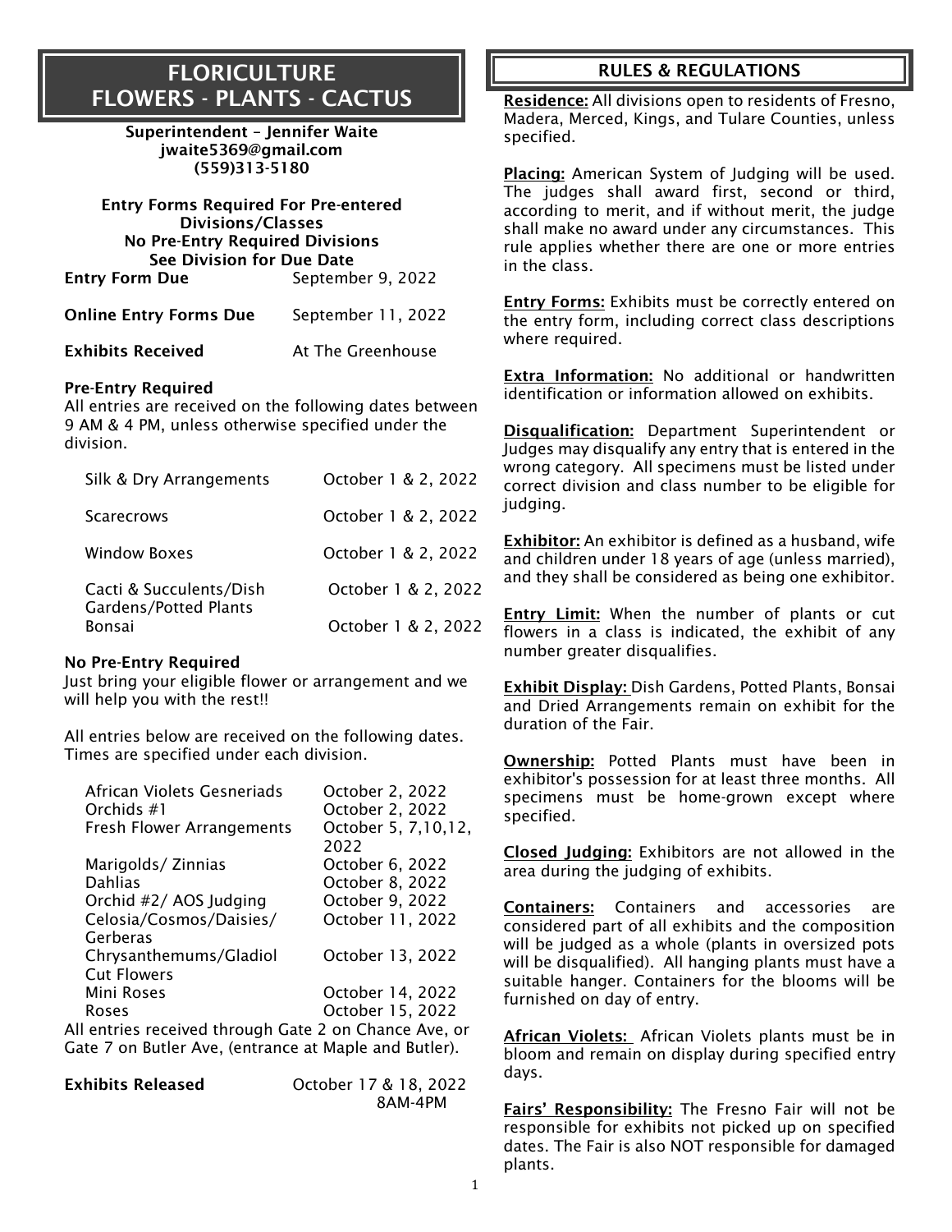# FLORICULTURE
# FLOWERS - PLANTS - CACTUS

**Superintendent – Jennifer Waite**
**jwaite5369@gmail.com**
**(559)313-5180**

**Entry Forms Required For Pre-entered Divisions/Classes**
**No Pre-Entry Required Divisions**
**See Division for Due Date**

| | |
|---|---|
| **Entry Form Due** | September 9, 2022 |
| **Online Entry Forms Due** | September 11, 2022 |
| **Exhibits Received** | At The Greenhouse |

**Pre-Entry Required**

All entries are received on the following dates between 9 AM & 4 PM, unless otherwise specified under the division.

| | |
|---|---|
| Silk & Dry Arrangements | October 1 & 2, 2022 |
| Scarecrows | October 1 & 2, 2022 |
| Window Boxes | October 1 & 2, 2022 |
| Cacti & Succulents/Dish Gardens/Potted Plants | October 1 & 2, 2022 |
| Bonsai | October 1 & 2, 2022 |

**No Pre-Entry Required**

Just bring your eligible flower or arrangement and we will help you with the rest!!

All entries below are received on the following dates. Times are specified under each division.

| | |
|---|---|
| African Violets Gesneriads | October 2, 2022 |
| Orchids #1 | October 2, 2022 |
| Fresh Flower Arrangements | October 5, 7,10,12, 2022 |
| Marigolds/ Zinnias | October 6, 2022 |
| Dahlias | October 8, 2022 |
| Orchid #2/ AOS Judging | October 9, 2022 |
| Celosia/Cosmos/Daisies/ Gerberas | October 11, 2022 |
| Chrysanthemums/Gladiol Cut Flowers | October 13, 2022 |
| Mini Roses | October 14, 2022 |
| Roses | October 15, 2022 |

All entries received through Gate 2 on Chance Ave, or Gate 7 on Butler Ave, (entrance at Maple and Butler).

**Exhibits Released** October 17 & 18, 2022 8AM-4PM

## RULES & REGULATIONS

**Residence:** All divisions open to residents of Fresno, Madera, Merced, Kings, and Tulare Counties, unless specified.

**Placing:** American System of Judging will be used. The judges shall award first, second or third, according to merit, and if without merit, the judge shall make no award under any circumstances. This rule applies whether there are one or more entries in the class.

**Entry Forms:** Exhibits must be correctly entered on the entry form, including correct class descriptions where required.

**Extra Information:** No additional or handwritten identification or information allowed on exhibits.

**Disqualification:** Department Superintendent or Judges may disqualify any entry that is entered in the wrong category. All specimens must be listed under correct division and class number to be eligible for judging.

**Exhibitor:** An exhibitor is defined as a husband, wife and children under 18 years of age (unless married), and they shall be considered as being one exhibitor.

**Entry Limit:** When the number of plants or cut flowers in a class is indicated, the exhibit of any number greater disqualifies.

**Exhibit Display:** Dish Gardens, Potted Plants, Bonsai and Dried Arrangements remain on exhibit for the duration of the Fair.

**Ownership:** Potted Plants must have been in exhibitor's possession for at least three months. All specimens must be home-grown except where specified.

**Closed Judging:** Exhibitors are not allowed in the area during the judging of exhibits.

**Containers:** Containers and accessories are considered part of all exhibits and the composition will be judged as a whole (plants in oversized pots will be disqualified). All hanging plants must have a suitable hanger. Containers for the blooms will be furnished on day of entry.

**African Violets:** African Violets plants must be in bloom and remain on display during specified entry days.

**Fairs' Responsibility:** The Fresno Fair will not be responsible for exhibits not picked up on specified dates. The Fair is also NOT responsible for damaged plants.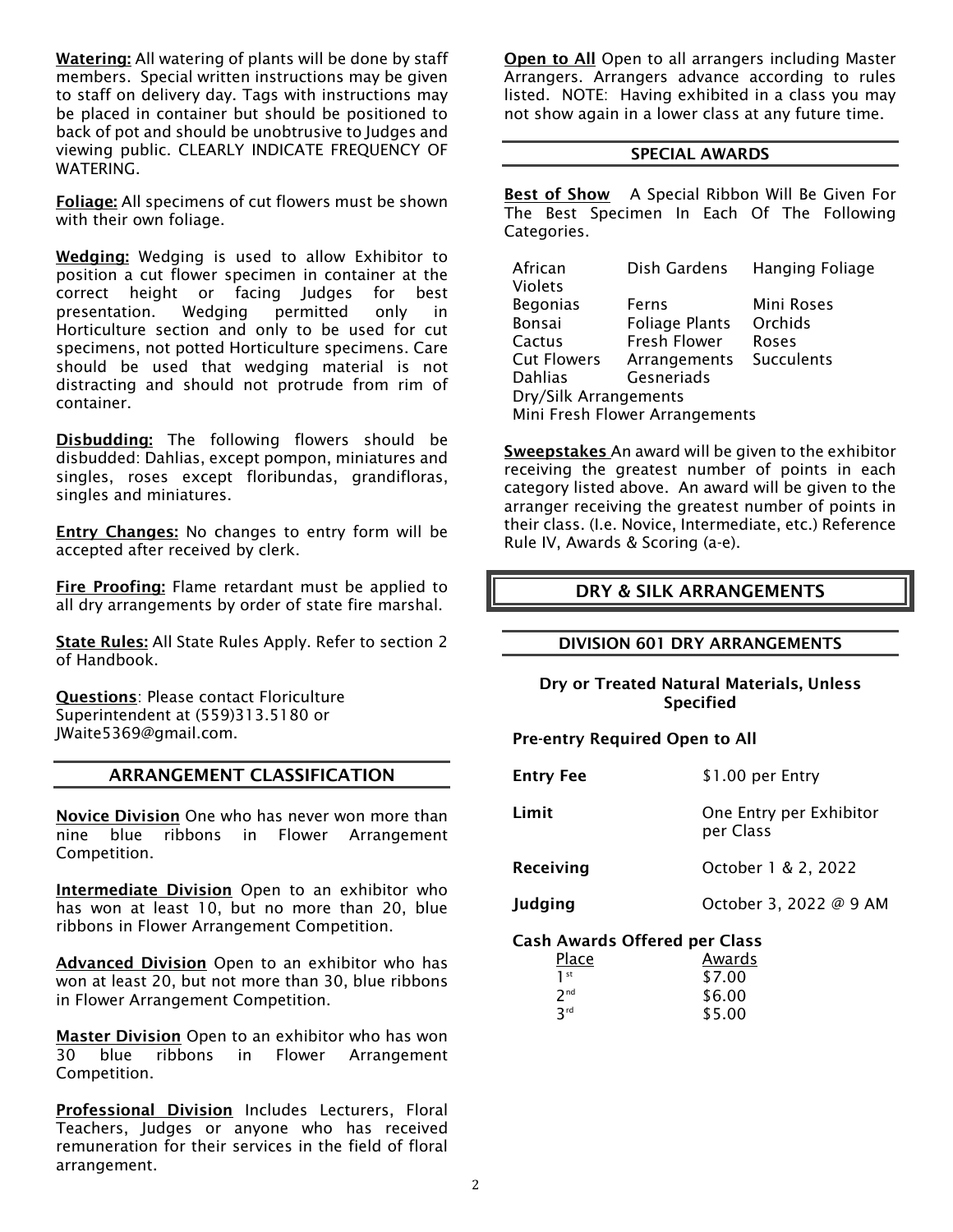**Watering:** All watering of plants will be done by staff members. Special written instructions may be given to staff on delivery day. Tags with instructions may be placed in container but should be positioned to back of pot and should be unobtrusive to Judges and viewing public. CLEARLY INDICATE FREQUENCY OF WATERING.

**Foliage:** All specimens of cut flowers must be shown with their own foliage.

**Wedging:** Wedging is used to allow Exhibitor to position a cut flower specimen in container at the correct height or facing Judges for best presentation. Wedging permitted only in Horticulture section and only to be used for cut specimens, not potted Horticulture specimens. Care should be used that wedging material is not distracting and should not protrude from rim of container.

**Disbudding:** The following flowers should be disbudded: Dahlias, except pompon, miniatures and singles, roses except floribundas, grandifloras, singles and miniatures.

**Entry Changes:** No changes to entry form will be accepted after received by clerk.

**Fire Proofing:** Flame retardant must be applied to all dry arrangements by order of state fire marshal.

**State Rules:** All State Rules Apply. Refer to section 2 of Handbook.

**Questions**: Please contact Floriculture Superintendent at (559)313.5180 or JWaite5369@gmail.com.

## ARRANGEMENT CLASSIFICATION

**Novice Division** One who has never won more than nine blue ribbons in Flower Arrangement Competition.

**Intermediate Division** Open to an exhibitor who has won at least 10, but no more than 20, blue ribbons in Flower Arrangement Competition.

**Advanced Division** Open to an exhibitor who has won at least 20, but not more than 30, blue ribbons in Flower Arrangement Competition.

**Master Division** Open to an exhibitor who has won 30 blue ribbons in Flower Arrangement Competition.

**Professional Division** Includes Lecturers, Floral Teachers, Judges or anyone who has received remuneration for their services in the field of floral arrangement.

**Open to All** Open to all arrangers including Master Arrangers. Arrangers advance according to rules listed. NOTE: Having exhibited in a class you may not show again in a lower class at any future time.

## SPECIAL AWARDS

**Best of Show** A Special Ribbon Will Be Given For The Best Specimen In Each Of The Following Categories.

| | | |
|---|---|---|
| African Violets | Dish Gardens | Hanging Foliage |
| Begonias | Ferns | Mini Roses |
| Bonsai | Foliage Plants | Orchids |
| Cactus | Fresh Flower Arrangements | Roses |
| Cut Flowers | Gesneriads | Succulents |
| Dahlias | | |
| Dry/Silk Arrangements | | |
| Mini Fresh Flower Arrangements | | |

**Sweepstakes** An award will be given to the exhibitor receiving the greatest number of points in each category listed above. An award will be given to the arranger receiving the greatest number of points in their class. (I.e. Novice, Intermediate, etc.) Reference Rule IV, Awards & Scoring (a-e).

## DRY & SILK ARRANGEMENTS

### DIVISION 601 DRY ARRANGEMENTS

**Dry or Treated Natural Materials, Unless Specified**

**Pre-entry Required Open to All**

| | |
|---|---|
| **Entry Fee** | $1.00 per Entry |
| **Limit** | One Entry per Exhibitor per Class |
| **Receiving** | October 1 & 2, 2022 |
| **Judging** | October 3, 2022 @ 9 AM |

**Cash Awards Offered per Class**

| Place | Awards |
|---|---|
| 1st | $7.00 |
| 2nd | $6.00 |
| 3rd | $5.00 |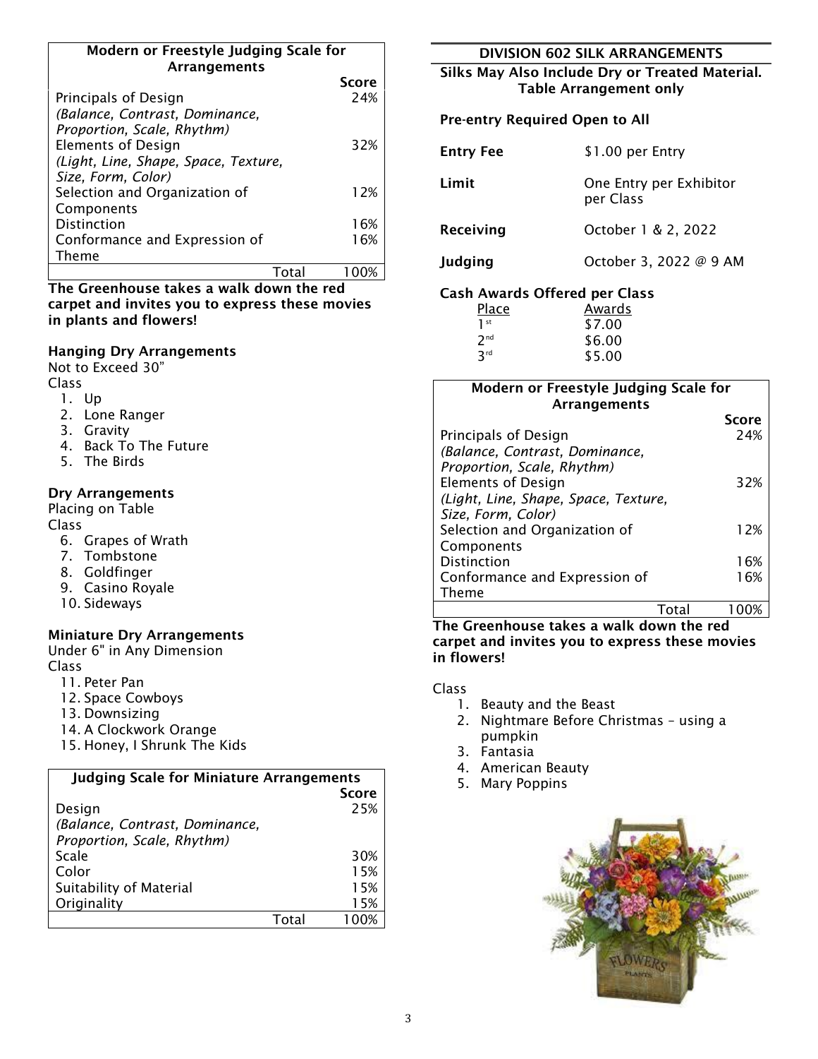| Modern or Freestyle Judging Scale for Arrangements | Score |
|---|---|
| Principals of Design *(Balance, Contrast, Dominance, Proportion, Scale, Rhythm)* | 24% |
| Elements of Design *(Light, Line, Shape, Space, Texture, Size, Form, Color)* | 32% |
| Selection and Organization of Components | 12% |
| Distinction | 16% |
| Conformance and Expression of Theme | 16% |
| Total | 100% |

**The Greenhouse takes a walk down the red carpet and invites you to express these movies in plants and flowers!**

### Hanging Dry Arrangements

Not to Exceed 30"

Class

1. Up
2. Lone Ranger
3. Gravity
4. Back To The Future
5. The Birds

### Dry Arrangements

Placing on Table

Class

6. Grapes of Wrath
7. Tombstone
8. Goldfinger
9. Casino Royale
10. Sideways

### Miniature Dry Arrangements

Under 6" in Any Dimension

Class

11. Peter Pan
12. Space Cowboys
13. Downsizing
14. A Clockwork Orange
15. Honey, I Shrunk The Kids

| Judging Scale for Miniature Arrangements | Score |
|---|---|
| Design *(Balance, Contrast, Dominance, Proportion, Scale, Rhythm)* | 25% |
| Scale | 30% |
| Color | 15% |
| Suitability of Material | 15% |
| Originality | 15% |
| Total | 100% |

## DIVISION 602 SILK ARRANGEMENTS

**Silks May Also Include Dry or Treated Material. Table Arrangement only**

**Pre-entry Required Open to All**

| | |
|---|---|
| **Entry Fee** | $1.00 per Entry |
| **Limit** | One Entry per Exhibitor per Class |
| **Receiving** | October 1 & 2, 2022 |
| **Judging** | October 3, 2022 @ 9 AM |

**Cash Awards Offered per Class**

| Place | Awards |
|---|---|
| 1st | $7.00 |
| 2nd | $6.00 |
| 3rd | $5.00 |

| Modern or Freestyle Judging Scale for Arrangements | Score |
|---|---|
| Principals of Design *(Balance, Contrast, Dominance, Proportion, Scale, Rhythm)* | 24% |
| Elements of Design *(Light, Line, Shape, Space, Texture, Size, Form, Color)* | 32% |
| Selection and Organization of Components | 12% |
| Distinction | 16% |
| Conformance and Expression of Theme | 16% |
| Total | 100% |

**The Greenhouse takes a walk down the red carpet and invites you to express these movies in flowers!**

Class

1. Beauty and the Beast
2. Nightmare Before Christmas – using a pumpkin
3. Fantasia
4. American Beauty
5. Mary Poppins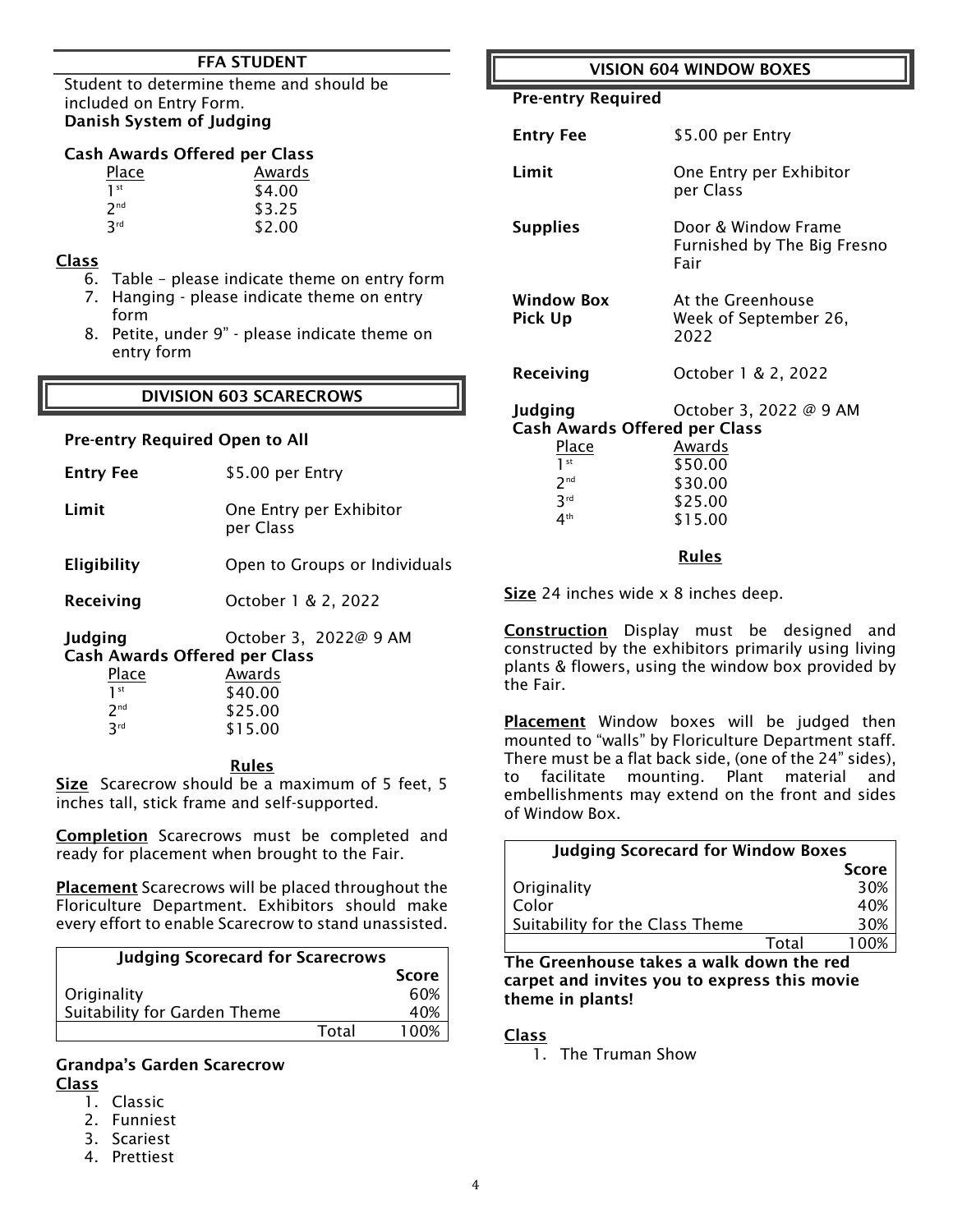## FFA STUDENT

Student to determine theme and should be included on Entry Form.
**Danish System of Judging**

**Cash Awards Offered per Class**

| Place | Awards |
|---|---|
| 1st | $4.00 |
| 2nd | $3.25 |
| 3rd | $2.00 |

**Class**

6. Table – please indicate theme on entry form
7. Hanging - please indicate theme on entry form
8. Petite, under 9" - please indicate theme on entry form

## DIVISION 603 SCARECROWS

**Pre-entry Required Open to All**

**Entry Fee** $5.00 per Entry

**Limit** One Entry per Exhibitor per Class

**Eligibility** Open to Groups or Individuals

**Receiving** October 1 & 2, 2022

**Judging** October 3, 2022@ 9 AM

**Cash Awards Offered per Class**

| Place | Awards |
|---|---|
| 1st | $40.00 |
| 2nd | $25.00 |
| 3rd | $15.00 |

**Rules**

**Size** Scarecrow should be a maximum of 5 feet, 5 inches tall, stick frame and self-supported.

**Completion** Scarecrows must be completed and ready for placement when brought to the Fair.

**Placement** Scarecrows will be placed throughout the Floriculture Department. Exhibitors should make every effort to enable Scarecrow to stand unassisted.

| Judging Scorecard for Scarecrows | Score |
|---|---|
| Originality | 60% |
| Suitability for Garden Theme | 40% |
| Total | 100% |

**Grandpa's Garden Scarecrow**

**Class**

1. Classic
2. Funniest
3. Scariest
4. Prettiest

## VISION 604 WINDOW BOXES

**Pre-entry Required**

**Entry Fee** $5.00 per Entry

**Limit** One Entry per Exhibitor per Class

**Supplies** Door & Window Frame Furnished by The Big Fresno Fair

**Window Box Pick Up** At the Greenhouse Week of September 26, 2022

**Receiving** October 1 & 2, 2022

**Judging** October 3, 2022 @ 9 AM

**Cash Awards Offered per Class**

| Place | Awards |
|---|---|
| 1st | $50.00 |
| 2nd | $30.00 |
| 3rd | $25.00 |
| 4th | $15.00 |

**Rules**

**Size** 24 inches wide x 8 inches deep.

**Construction** Display must be designed and constructed by the exhibitors primarily using living plants & flowers, using the window box provided by the Fair.

**Placement** Window boxes will be judged then mounted to "walls" by Floriculture Department staff. There must be a flat back side, (one of the 24" sides), to facilitate mounting. Plant material and embellishments may extend on the front and sides of Window Box.

| Judging Scorecard for Window Boxes | Score |
|---|---|
| Originality | 30% |
| Color | 40% |
| Suitability for the Class Theme | 30% |
| Total | 100% |

**The Greenhouse takes a walk down the red carpet and invites you to express this movie theme in plants!**

**Class**

1. The Truman Show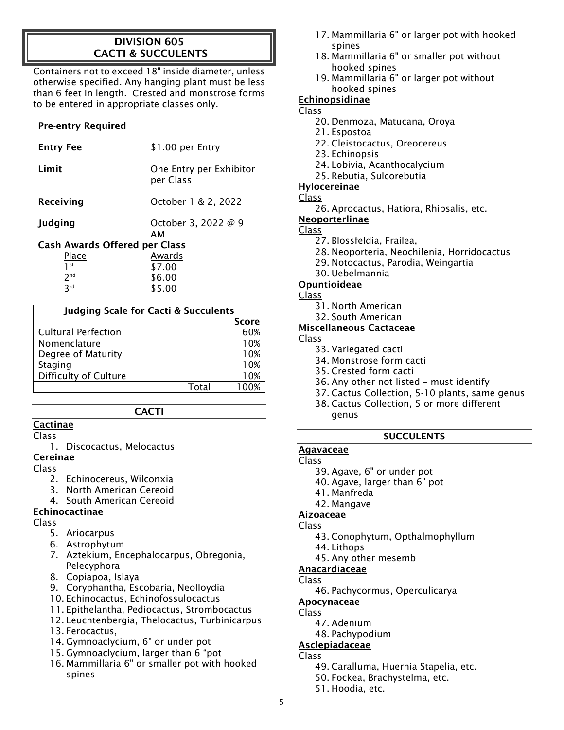# DIVISION 605
# CACTI & SUCCULENTS

Containers not to exceed 18" inside diameter, unless otherwise specified. Any hanging plant must be less than 6 feet in length. Crested and monstrose forms to be entered in appropriate classes only.

**Pre-entry Required**

| | |
|---|---|
| **Entry Fee** | $1.00 per Entry |
| **Limit** | One Entry per Exhibitor per Class |
| **Receiving** | October 1 & 2, 2022 |
| **Judging** | October 3, 2022 @ 9 AM |

**Cash Awards Offered per Class**

| Place | Awards |
|---|---|
| 1st | $7.00 |
| 2nd | $6.00 |
| 3rd | $5.00 |

| Judging Scale for Cacti & Succulents | Score |
|---|---|
| Cultural Perfection | 60% |
| Nomenclature | 10% |
| Degree of Maturity | 10% |
| Staging | 10% |
| Difficulty of Culture | 10% |
| Total | 100% |

## CACTI

**Cactinae**

Class

1. Discocactus, Melocactus

**Cereinae**

Class

2. Echinocereus, Wilconxia
3. North American Cereoid
4. South American Cereoid

**Echinocactinae**

Class

5. Ariocarpus
6. Astrophytum
7. Aztekium, Encephalocarpus, Obregonia, Pelecyphora
8. Copiapoa, Islaya
9. Coryphantha, Escobaria, Neolloydia
10. Echinocactus, Echinofossulocactus
11. Epithelantha, Pediocactus, Strombocactus
12. Leuchtenbergia, Thelocactus, Turbinicarpus
13. Ferocactus,
14. Gymnoaclycium, 6" or under pot
15. Gymnoaclycium, larger than 6 "pot
16. Mammillaria 6" or smaller pot with hooked spines
17. Mammillaria 6" or larger pot with hooked spines
18. Mammillaria 6" or smaller pot without hooked spines
19. Mammillaria 6" or larger pot without hooked spines

**Echinopsidinae**

Class

20. Denmoza, Matucana, Oroya
21. Espostoa
22. Cleistocactus, Oreocereus
23. Echinopsis
24. Lobivia, Acanthocalycium
25. Rebutia, Sulcorebutia

**Hylocereinae**

Class

26. Aprocactus, Hatiora, Rhipsalis, etc.

**Neoporterlinae**

Class

27. Blossfeldia, Frailea,
28. Neoporteria, Neochilenia, Horridocactus
29. Notocactus, Parodia, Weingartia
30. Uebelmannia

**Opuntioideae**

Class

31. North American
32. South American

**Miscellaneous Cactaceae**

Class

33. Variegated cacti
34. Monstrose form cacti
35. Crested form cacti
36. Any other not listed – must identify
37. Cactus Collection, 5-10 plants, same genus
38. Cactus Collection, 5 or more different genus

## SUCCULENTS

**Agavaceae**

Class

39. Agave, 6" or under pot
40. Agave, larger than 6" pot
41. Manfreda
42. Mangave

**Aizoaceae**

Class

43. Conophytum, Opthalmophyllum
44. Lithops
45. Any other mesemb

**Anacardiaceae**

Class

46. Pachycormus, Operculicarya

**Apocynaceae**

Class

47. Adenium
48. Pachypodium

**Asclepiadaceae**

Class

49. Caralluma, Huernia Stapelia, etc.
50. Fockea, Brachystelma, etc.
51. Hoodia, etc.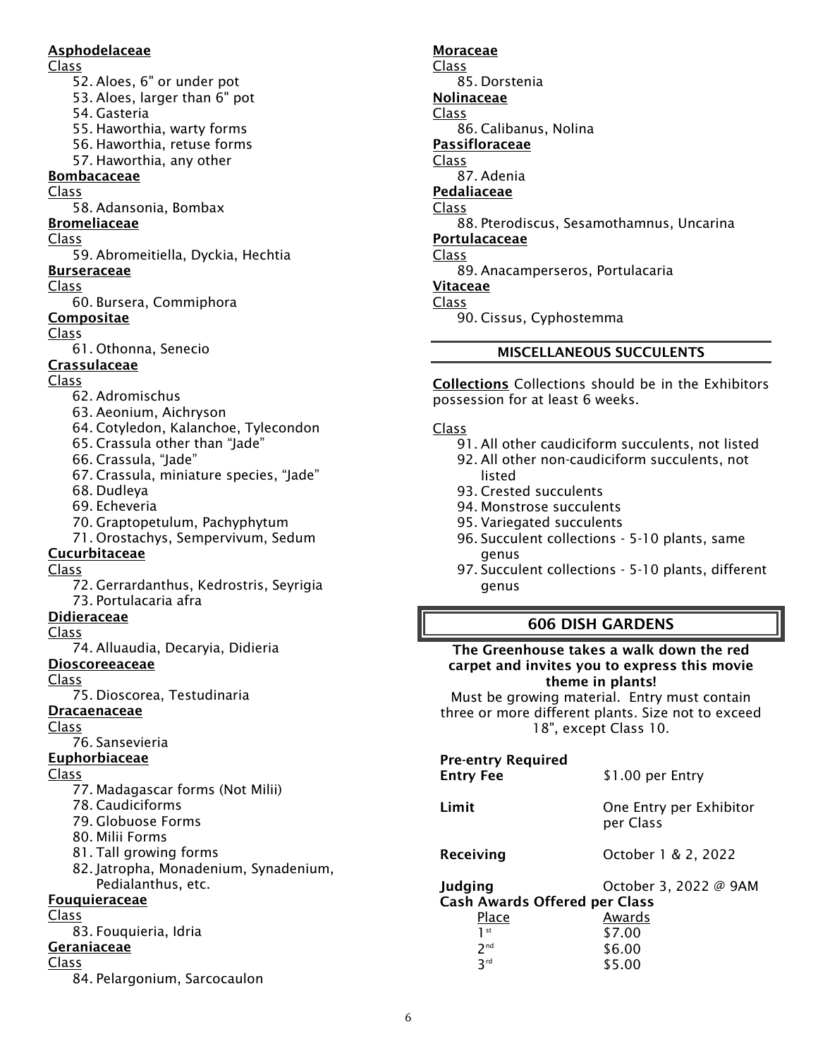**Asphodelaceae**

Class

52. Aloes, 6" or under pot
53. Aloes, larger than 6" pot
54. Gasteria
55. Haworthia, warty forms
56. Haworthia, retuse forms
57. Haworthia, any other

**Bombacaceae**

Class

58. Adansonia, Bombax

**Bromeliaceae**

Class

59. Abromeitiella, Dyckia, Hechtia

**Burseraceae**

Class

60. Bursera, Commiphora

**Compositae**

Class

61. Othonna, Senecio

**Crassulaceae**

Class

62. Adromischus
63. Aeonium, Aichryson
64. Cotyledon, Kalanchoe, Tylecondon
65. Crassula other than "Jade"
66. Crassula, "Jade"
67. Crassula, miniature species, "Jade"
68. Dudleya
69. Echeveria
70. Graptopetulum, Pachyphytum
71. Orostachys, Sempervivum, Sedum

**Cucurbitaceae**

Class

72. Gerrardanthus, Kedrostris, Seyrigia
73. Portulacaria afra

**Didieraceae**

Class

74. Alluaudia, Decaryia, Didieria

**Dioscoreeaceae**

Class

75. Dioscorea, Testudinaria

**Dracaenaceae**

Class

76. Sansevieria

**Euphorbiaceae**

Class

77. Madagascar forms (Not Milii)
78. Caudiciforms
79. Globuose Forms
80. Milii Forms
81. Tall growing forms
82. Jatropha, Monadenium, Synadenium, Pedialanthus, etc.

**Fouquieraceae**

Class

83. Fouquieria, Idria

**Geraniaceae**

Class

84. Pelargonium, Sarcocaulon

**Moraceae**

Class

85. Dorstenia

**Nolinaceae**

Class

86. Calibanus, Nolina

**Passifloraceae**

Class

87. Adenia

**Pedaliaceae**

Class

88. Pterodiscus, Sesamothamnus, Uncarina

**Portulacaceae**

Class

89. Anacamperseros, Portulacaria

**Vitaceae**

Class

90. Cissus, Cyphostemma

## MISCELLANEOUS SUCCULENTS

**Collections** Collections should be in the Exhibitors possession for at least 6 weeks.

Class

91. All other caudiciform succulents, not listed
92. All other non-caudiciform succulents, not listed
93. Crested succulents
94. Monstrose succulents
95. Variegated succulents
96. Succulent collections - 5-10 plants, same genus
97. Succulent collections - 5-10 plants, different genus

## 606 DISH GARDENS

**The Greenhouse takes a walk down the red carpet and invites you to express this movie theme in plants!**

Must be growing material. Entry must contain three or more different plants. Size not to exceed 18", except Class 10.

**Pre-entry Required**

| | |
|---|---|
| **Entry Fee** | $1.00 per Entry |
| **Limit** | One Entry per Exhibitor per Class |
| **Receiving** | October 1 & 2, 2022 |
| **Judging** | October 3, 2022 @ 9AM |

**Cash Awards Offered per Class**

| Place | Awards |
|---|---|
| 1st | $7.00 |
| 2nd | $6.00 |
| 3rd | $5.00 |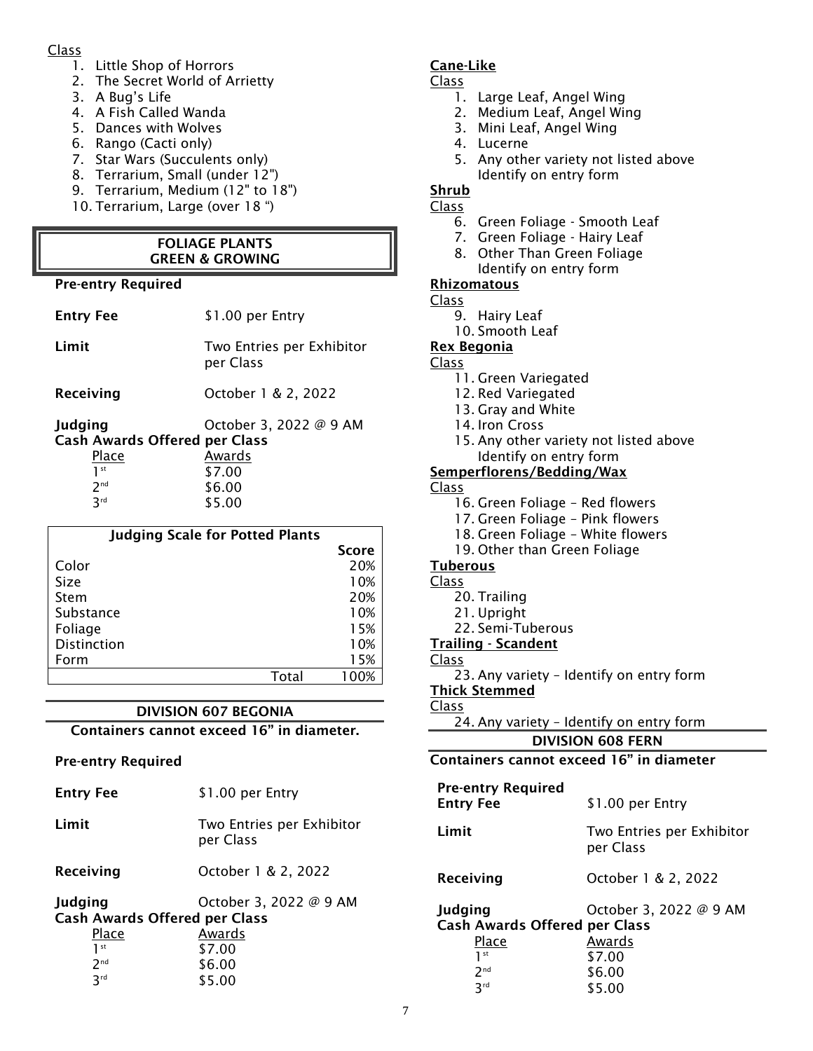Class

1. Little Shop of Horrors
2. The Secret World of Arrietty
3. A Bug's Life
4. A Fish Called Wanda
5. Dances with Wolves
6. Rango (Cacti only)
7. Star Wars (Succulents only)
8. Terrarium, Small (under 12")
9. Terrarium, Medium (12" to 18")
10. Terrarium, Large (over 18 ")

## FOLIAGE PLANTS GREEN & GROWING

**Pre-entry Required**

**Entry Fee** $1.00 per Entry

**Limit** Two Entries per Exhibitor per Class

**Receiving** October 1 & 2, 2022

**Judging** October 3, 2022 @ 9 AM

**Cash Awards Offered per Class**

| Place | Awards |
|---|---|
| 1st | $7.00 |
| 2nd | $6.00 |
| 3rd | $5.00 |

| Judging Scale for Potted Plants | |
|---|---|
| | **Score** |
| Color | 20% |
| Size | 10% |
| Stem | 20% |
| Substance | 10% |
| Foliage | 15% |
| Distinction | 10% |
| Form | 15% |
| Total | 100% |

## DIVISION 607 BEGONIA

**Containers cannot exceed 16" in diameter.**

**Pre-entry Required**

**Entry Fee** $1.00 per Entry

**Limit** Two Entries per Exhibitor per Class

**Receiving** October 1 & 2, 2022

**Judging** October 3, 2022 @ 9 AM

**Cash Awards Offered per Class**

| Place | Awards |
|---|---|
| 1st | $7.00 |
| 2nd | $6.00 |
| 3rd | $5.00 |

**Cane-Like**

Class

1. Large Leaf, Angel Wing
2. Medium Leaf, Angel Wing
3. Mini Leaf, Angel Wing
4. Lucerne
5. Any other variety not listed above
   Identify on entry form

**Shrub**

Class

6. Green Foliage - Smooth Leaf
7. Green Foliage - Hairy Leaf
8. Other Than Green Foliage
   Identify on entry form

**Rhizomatous**

Class

9. Hairy Leaf
10. Smooth Leaf

**Rex Begonia**

Class

11. Green Variegated
12. Red Variegated
13. Gray and White
14. Iron Cross
15. Any other variety not listed above
    Identify on entry form

**Semperflorens/Bedding/Wax**

Class

16. Green Foliage – Red flowers
17. Green Foliage – Pink flowers
18. Green Foliage – White flowers
19. Other than Green Foliage

**Tuberous**

Class

20. Trailing
21. Upright
22. Semi-Tuberous

**Trailing - Scandent**

Class

23. Any variety – Identify on entry form

**Thick Stemmed**

Class

24. Any variety – Identify on entry form

## DIVISION 608 FERN

**Containers cannot exceed 16" in diameter**

**Pre-entry Required**

**Entry Fee** $1.00 per Entry

**Limit** Two Entries per Exhibitor per Class

**Receiving** October 1 & 2, 2022

**Judging** October 3, 2022 @ 9 AM

**Cash Awards Offered per Class**

| Place | Awards |
|---|---|
| 1st | $7.00 |
| 2nd | $6.00 |
| 3rd | $5.00 |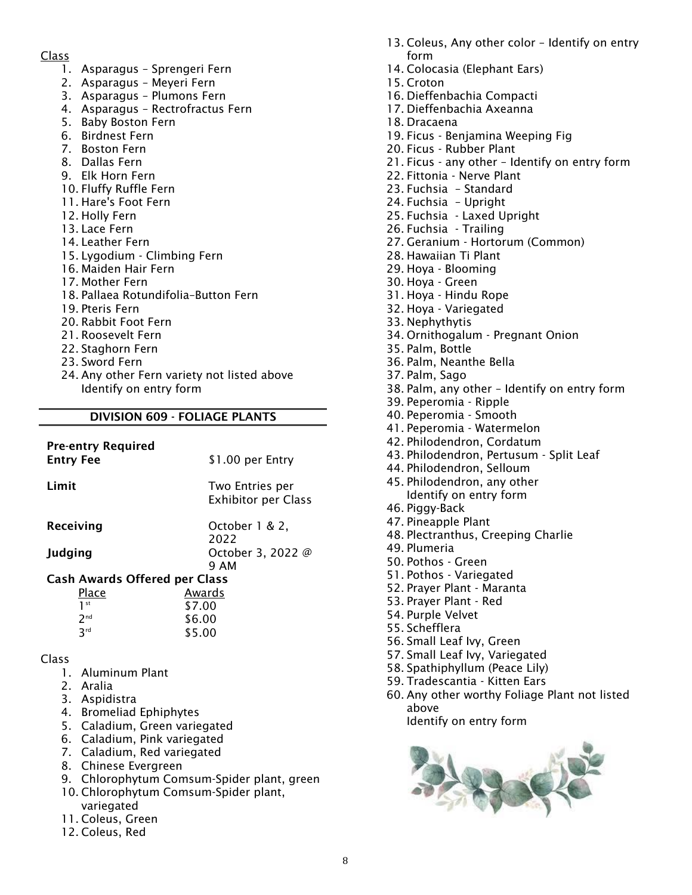Class

1. Asparagus – Sprengeri Fern
2. Asparagus – Meyeri Fern
3. Asparagus – Plumons Fern
4. Asparagus – Rectrofractus Fern
5. Baby Boston Fern
6. Birdnest Fern
7. Boston Fern
8. Dallas Fern
9. Elk Horn Fern
10. Fluffy Ruffle Fern
11. Hare's Foot Fern
12. Holly Fern
13. Lace Fern
14. Leather Fern
15. Lygodium - Climbing Fern
16. Maiden Hair Fern
17. Mother Fern
18. Pallaea Rotundifolia–Button Fern
19. Pteris Fern
20. Rabbit Foot Fern
21. Roosevelt Fern
22. Staghorn Fern
23. Sword Fern
24. Any other Fern variety not listed above
    Identify on entry form

## DIVISION 609 - FOLIAGE PLANTS

**Pre-entry Required**

| | |
|---|---|
| **Entry Fee** | $1.00 per Entry |
| **Limit** | Two Entries per Exhibitor per Class |
| **Receiving** | October 1 & 2, 2022 |
| **Judging** | October 3, 2022 @ 9 AM |

**Cash Awards Offered per Class**

| Place | Awards |
|---|---|
| 1st | $7.00 |
| 2nd | $6.00 |
| 3rd | $5.00 |

Class

1. Aluminum Plant
2. Aralia
3. Aspidistra
4. Bromeliad Ephiphytes
5. Caladium, Green variegated
6. Caladium, Pink variegated
7. Caladium, Red variegated
8. Chinese Evergreen
9. Chlorophytum Comsum-Spider plant, green
10. Chlorophytum Comsum-Spider plant, variegated
11. Coleus, Green
12. Coleus, Red
13. Coleus, Any other color – Identify on entry form
14. Colocasia (Elephant Ears)
15. Croton
16. Dieffenbachia Compacti
17. Dieffenbachia Axeanna
18. Dracaena
19. Ficus - Benjamina Weeping Fig
20. Ficus - Rubber Plant
21. Ficus - any other – Identify on entry form
22. Fittonia - Nerve Plant
23. Fuchsia – Standard
24. Fuchsia – Upright
25. Fuchsia - Laxed Upright
26. Fuchsia - Trailing
27. Geranium - Hortorum (Common)
28. Hawaiian Ti Plant
29. Hoya - Blooming
30. Hoya - Green
31. Hoya - Hindu Rope
32. Hoya - Variegated
33. Nephythytis
34. Ornithogalum - Pregnant Onion
35. Palm, Bottle
36. Palm, Neanthe Bella
37. Palm, Sago
38. Palm, any other – Identify on entry form
39. Peperomia - Ripple
40. Peperomia - Smooth
41. Peperomia - Watermelon
42. Philodendron, Cordatum
43. Philodendron, Pertusum - Split Leaf
44. Philodendron, Selloum
45. Philodendron, any other
    Identify on entry form
46. Piggy-Back
47. Pineapple Plant
48. Plectranthus, Creeping Charlie
49. Plumeria
50. Pothos - Green
51. Pothos - Variegated
52. Prayer Plant - Maranta
53. Prayer Plant - Red
54. Purple Velvet
55. Schefflera
56. Small Leaf Ivy, Green
57. Small Leaf Ivy, Variegated
58. Spathiphyllum (Peace Lily)
59. Tradescantia - Kitten Ears
60. Any other worthy Foliage Plant not listed above
    Identify on entry form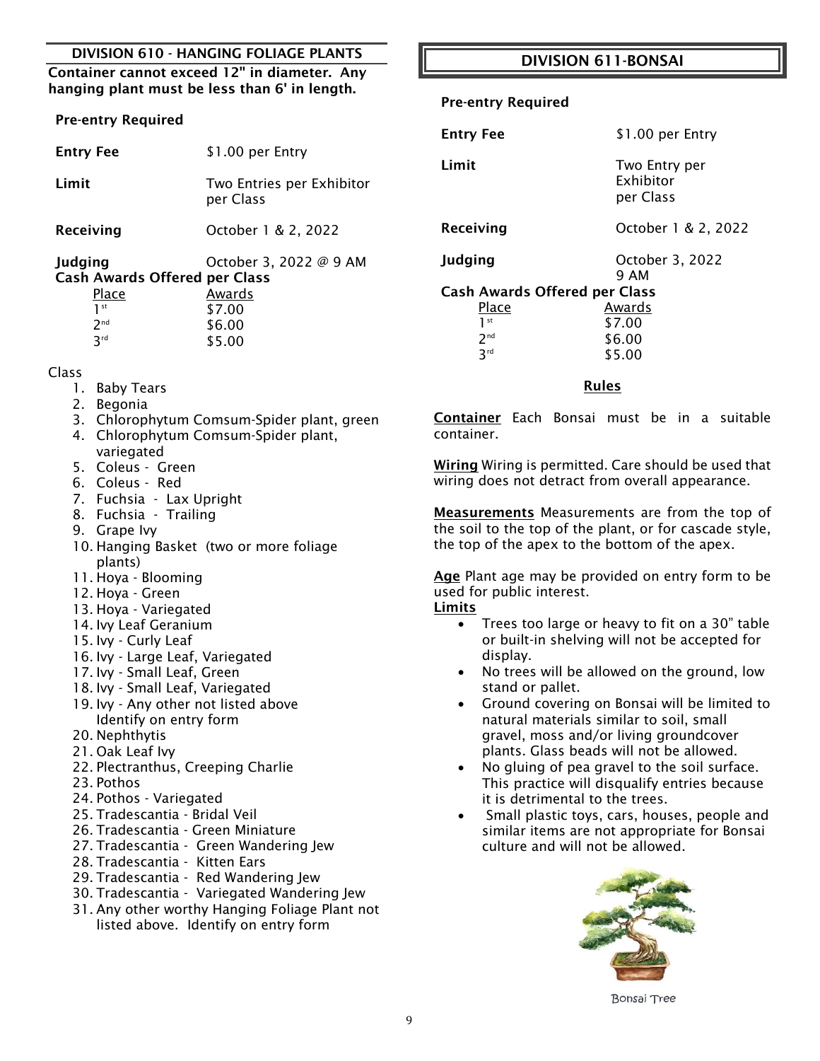## DIVISION 610 - HANGING FOLIAGE PLANTS

**Container cannot exceed 12" in diameter. Any hanging plant must be less than 6' in length.**

**Pre-entry Required**

| | |
|---|---|
| **Entry Fee** | $1.00 per Entry |
| **Limit** | Two Entries per Exhibitor per Class |
| **Receiving** | October 1 & 2, 2022 |
| **Judging** | October 3, 2022 @ 9 AM |

**Cash Awards Offered per Class**

| Place | Awards |
|---|---|
| 1st | $7.00 |
| 2nd | $6.00 |
| 3rd | $5.00 |

Class

1. Baby Tears
2. Begonia
3. Chlorophytum Comsum-Spider plant, green
4. Chlorophytum Comsum-Spider plant, variegated
5. Coleus - Green
6. Coleus - Red
7. Fuchsia - Lax Upright
8. Fuchsia - Trailing
9. Grape Ivy
10. Hanging Basket (two or more foliage plants)
11. Hoya - Blooming
12. Hoya - Green
13. Hoya - Variegated
14. Ivy Leaf Geranium
15. Ivy - Curly Leaf
16. Ivy - Large Leaf, Variegated
17. Ivy - Small Leaf, Green
18. Ivy - Small Leaf, Variegated
19. Ivy - Any other not listed above Identify on entry form
20. Nephthytis
21. Oak Leaf Ivy
22. Plectranthus, Creeping Charlie
23. Pothos
24. Pothos - Variegated
25. Tradescantia - Bridal Veil
26. Tradescantia - Green Miniature
27. Tradescantia - Green Wandering Jew
28. Tradescantia - Kitten Ears
29. Tradescantia - Red Wandering Jew
30. Tradescantia - Variegated Wandering Jew
31. Any other worthy Hanging Foliage Plant not listed above. Identify on entry form

## DIVISION 611-BONSAI

**Pre-entry Required**

| | |
|---|---|
| **Entry Fee** | $1.00 per Entry |
| **Limit** | Two Entry per Exhibitor per Class |
| **Receiving** | October 1 & 2, 2022 |
| **Judging** | October 3, 2022 9 AM |

**Cash Awards Offered per Class**

| Place | Awards |
|---|---|
| 1st | $7.00 |
| 2nd | $6.00 |
| 3rd | $5.00 |

### Rules

**Container** Each Bonsai must be in a suitable container.

**Wiring** Wiring is permitted. Care should be used that wiring does not detract from overall appearance.

**Measurements** Measurements are from the top of the soil to the top of the plant, or for cascade style, the top of the apex to the bottom of the apex.

**Age** Plant age may be provided on entry form to be used for public interest.

**Limits**

- Trees too large or heavy to fit on a 30" table or built-in shelving will not be accepted for display.
- No trees will be allowed on the ground, low stand or pallet.
- Ground covering on Bonsai will be limited to natural materials similar to soil, small gravel, moss and/or living groundcover plants. Glass beads will not be allowed.
- No gluing of pea gravel to the soil surface. This practice will disqualify entries because it is detrimental to the trees.
- Small plastic toys, cars, houses, people and similar items are not appropriate for Bonsai culture and will not be allowed.

Bonsai Tree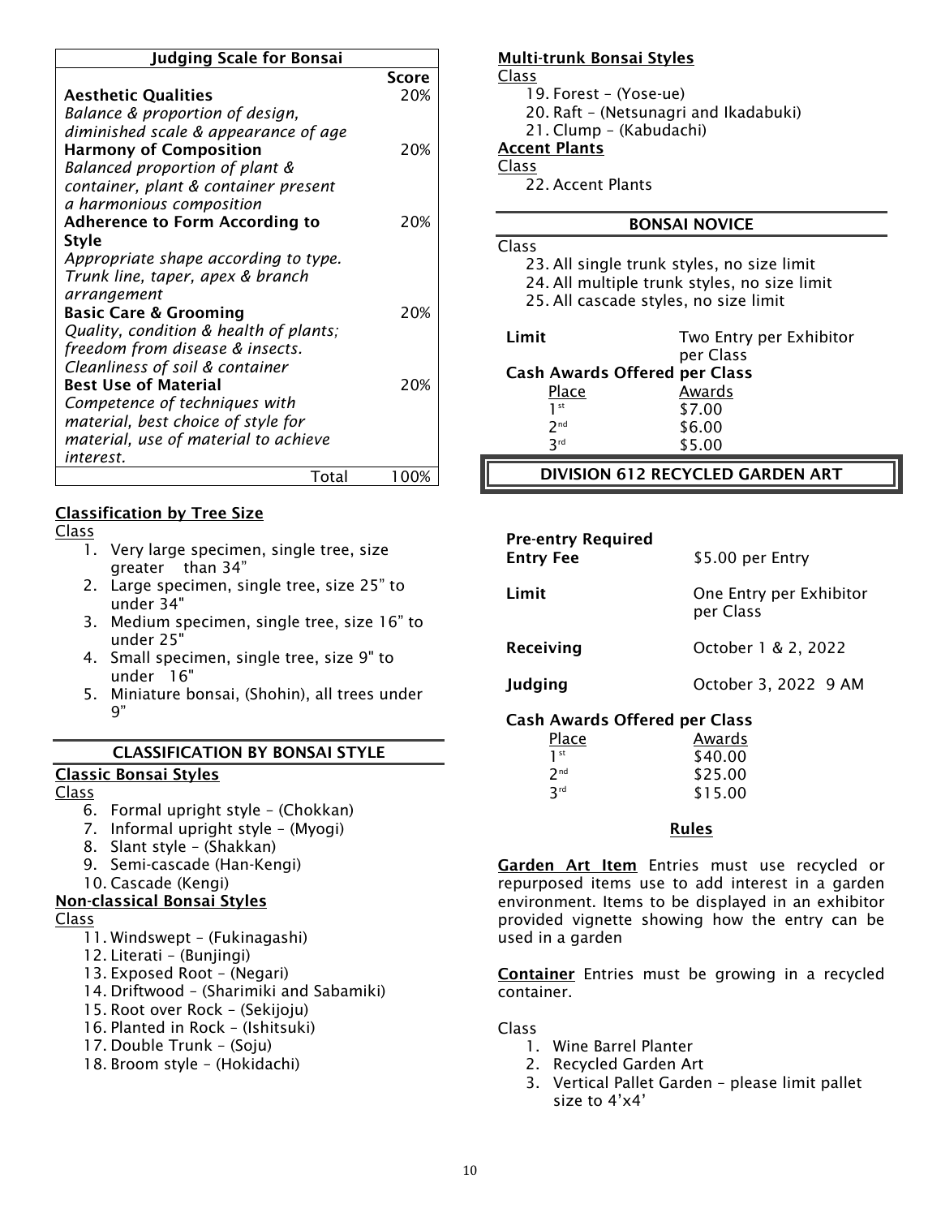| Judging Scale for Bonsai | |
|---|---|
| | **Score** |
| **Aesthetic Qualities** *Balance & proportion of design, diminished scale & appearance of age* | 20% |
| **Harmony of Composition** *Balanced proportion of plant & container, plant & container present a harmonious composition* | 20% |
| **Adherence to Form According to Style** *Appropriate shape according to type. Trunk line, taper, apex & branch arrangement* | 20% |
| **Basic Care & Grooming** *Quality, condition & health of plants; freedom from disease & insects. Cleanliness of soil & container* | 20% |
| **Best Use of Material** *Competence of techniques with material, best choice of style for material, use of material to achieve interest.* | 20% |
| Total | 100% |

**Classification by Tree Size**

Class

1. Very large specimen, single tree, size greater than 34"
2. Large specimen, single tree, size 25" to under 34"
3. Medium specimen, single tree, size 16" to under 25"
4. Small specimen, single tree, size 9" to under 16"
5. Miniature bonsai, (Shohin), all trees under 9"

## CLASSIFICATION BY BONSAI STYLE

**Classic Bonsai Styles**

Class

6. Formal upright style – (Chokkan)
7. Informal upright style – (Myogi)
8. Slant style – (Shakkan)
9. Semi-cascade (Han-Kengi)
10. Cascade (Kengi)

**Non-classical Bonsai Styles**

Class

11. Windswept – (Fukinagashi)
12. Literati – (Bunjingi)
13. Exposed Root – (Negari)
14. Driftwood – (Sharimiki and Sabamiki)
15. Root over Rock – (Sekijoju)
16. Planted in Rock – (Ishitsuki)
17. Double Trunk – (Soju)
18. Broom style – (Hokidachi)

**Multi-trunk Bonsai Styles**

Class

19. Forest – (Yose-ue)
20. Raft – (Netsunagri and Ikadabuki)
21. Clump – (Kabudachi)

**Accent Plants**

Class

22. Accent Plants

## BONSAI NOVICE

Class

23. All single trunk styles, no size limit
24. All multiple trunk styles, no size limit
25. All cascade styles, no size limit

**Limit** Two Entry per Exhibitor per Class

**Cash Awards Offered per Class**

| Place | Awards |
|---|---|
| 1st | $7.00 |
| 2nd | $6.00 |
| 3rd | $5.00 |

# DIVISION 612 RECYCLED GARDEN ART

**Pre-entry Required**

**Entry Fee** $5.00 per Entry

**Limit** One Entry per Exhibitor per Class

**Receiving** October 1 & 2, 2022

**Judging** October 3, 2022 9 AM

**Cash Awards Offered per Class**

| Place | Awards |
|---|---|
| 1st | $40.00 |
| 2nd | $25.00 |
| 3rd | $15.00 |

**Rules**

**Garden Art Item** Entries must use recycled or repurposed items use to add interest in a garden environment. Items to be displayed in an exhibitor provided vignette showing how the entry can be used in a garden

**Container** Entries must be growing in a recycled container.

Class

1. Wine Barrel Planter
2. Recycled Garden Art
3. Vertical Pallet Garden – please limit pallet size to 4'x4'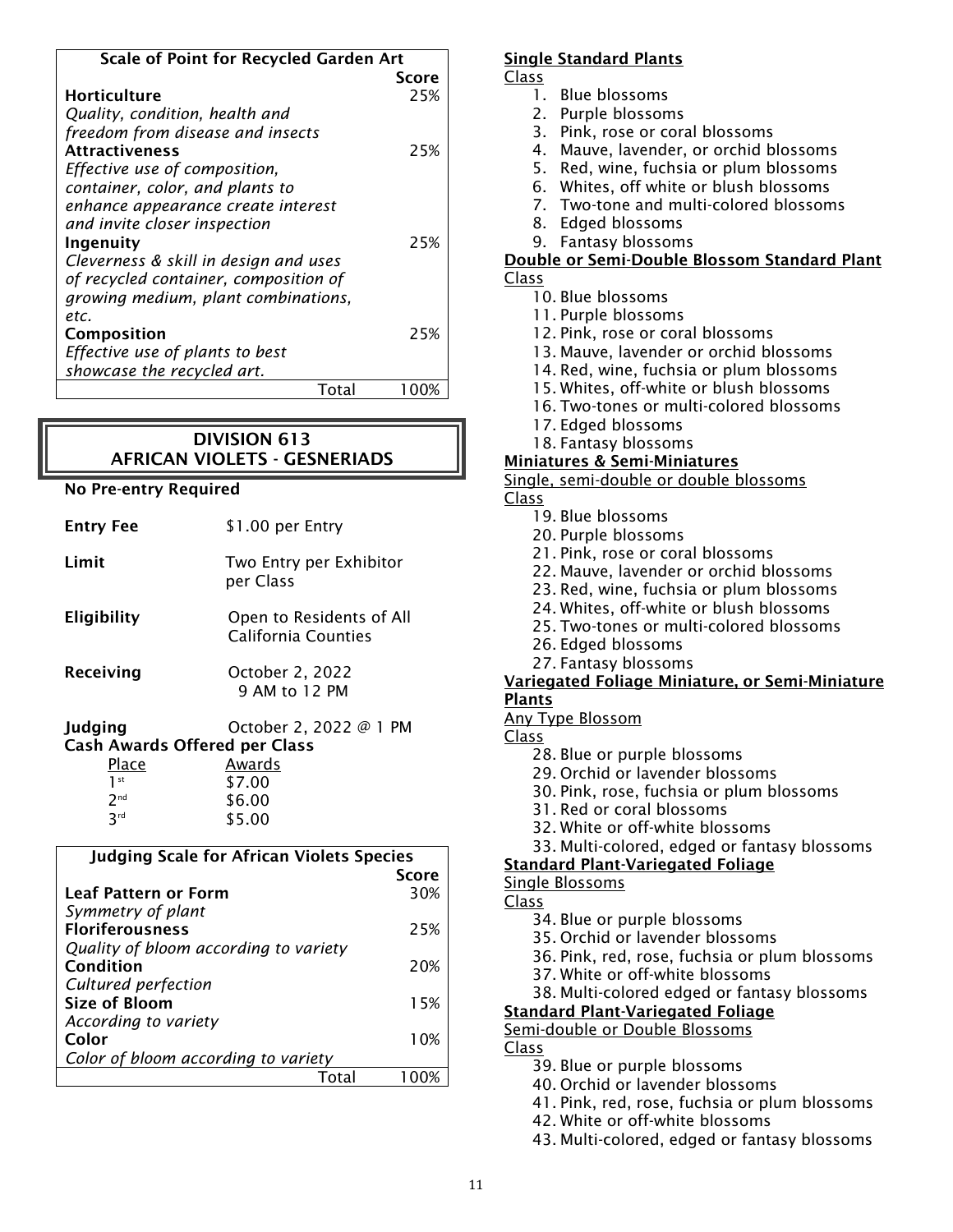| Scale of Point for Recycled Garden Art | Score |
|---|---|
| **Horticulture** | 25% |
| *Quality, condition, health and freedom from disease and insects* | |
| **Attractiveness** | 25% |
| *Effective use of composition, container, color, and plants to enhance appearance create interest and invite closer inspection* | |
| **Ingenuity** | 25% |
| *Cleverness & skill in design and uses of recycled container, composition of growing medium, plant combinations, etc.* | |
| **Composition** | 25% |
| *Effective use of plants to best showcase the recycled art.* | |
| Total | 100% |

## DIVISION 613
## AFRICAN VIOLETS - GESNERIADS

**No Pre-entry Required**

**Entry Fee** $1.00 per Entry

**Limit** Two Entry per Exhibitor per Class

**Eligibility** Open to Residents of All California Counties

**Receiving** October 2, 2022 9 AM to 12 PM

**Judging** October 2, 2022 @ 1 PM

**Cash Awards Offered per Class**

| Place | Awards |
|---|---|
| 1st | $7.00 |
| 2nd | $6.00 |
| 3rd | $5.00 |

| Judging Scale for African Violets Species | Score |
|---|---|
| **Leaf Pattern or Form** | 30% |
| *Symmetry of plant* | |
| **Floriferousness** | 25% |
| *Quality of bloom according to variety* | |
| **Condition** | 20% |
| *Cultured perfection* | |
| **Size of Bloom** | 15% |
| *According to variety* | |
| **Color** | 10% |
| *Color of bloom according to variety* | |
| Total | 100% |

**Single Standard Plants**

Class

1. Blue blossoms
2. Purple blossoms
3. Pink, rose or coral blossoms
4. Mauve, lavender, or orchid blossoms
5. Red, wine, fuchsia or plum blossoms
6. Whites, off white or blush blossoms
7. Two-tone and multi-colored blossoms
8. Edged blossoms
9. Fantasy blossoms

**Double or Semi-Double Blossom Standard Plant**

Class

10. Blue blossoms
11. Purple blossoms
12. Pink, rose or coral blossoms
13. Mauve, lavender or orchid blossoms
14. Red, wine, fuchsia or plum blossoms
15. Whites, off-white or blush blossoms
16. Two-tones or multi-colored blossoms
17. Edged blossoms
18. Fantasy blossoms

**Miniatures & Semi-Miniatures**

Single, semi-double or double blossoms

Class

19. Blue blossoms
20. Purple blossoms
21. Pink, rose or coral blossoms
22. Mauve, lavender or orchid blossoms
23. Red, wine, fuchsia or plum blossoms
24. Whites, off-white or blush blossoms
25. Two-tones or multi-colored blossoms
26. Edged blossoms
27. Fantasy blossoms

**Variegated Foliage Miniature, or Semi-Miniature Plants**

Any Type Blossom

Class

28. Blue or purple blossoms
29. Orchid or lavender blossoms
30. Pink, rose, fuchsia or plum blossoms
31. Red or coral blossoms
32. White or off-white blossoms
33. Multi-colored, edged or fantasy blossoms

**Standard Plant-Variegated Foliage**

Single Blossoms

Class

34. Blue or purple blossoms
35. Orchid or lavender blossoms
36. Pink, red, rose, fuchsia or plum blossoms
37. White or off-white blossoms
38. Multi-colored edged or fantasy blossoms

**Standard Plant-Variegated Foliage**

Semi-double or Double Blossoms

Class

39. Blue or purple blossoms
40. Orchid or lavender blossoms
41. Pink, red, rose, fuchsia or plum blossoms
42. White or off-white blossoms
43. Multi-colored, edged or fantasy blossoms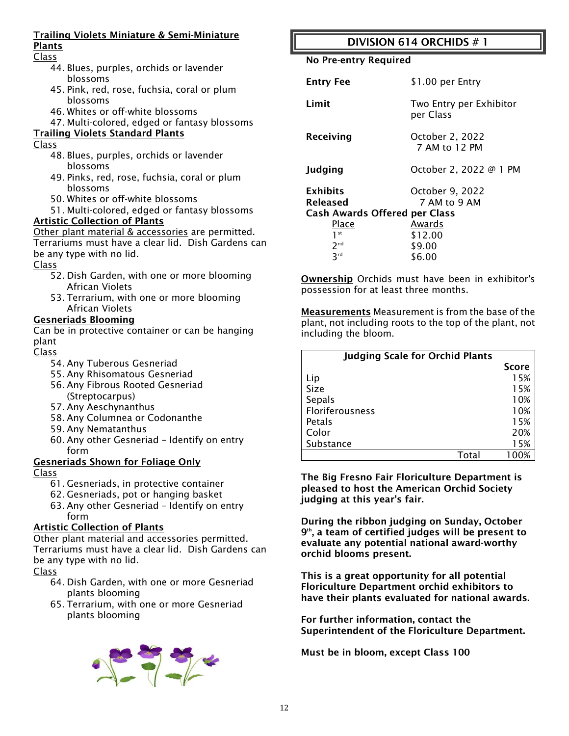**Trailing Violets Miniature & Semi-Miniature Plants**

Class

44. Blues, purples, orchids or lavender blossoms
45. Pink, red, rose, fuchsia, coral or plum blossoms
46. Whites or off-white blossoms
47. Multi-colored, edged or fantasy blossoms

**Trailing Violets Standard Plants**

Class

48. Blues, purples, orchids or lavender blossoms
49. Pinks, red, rose, fuchsia, coral or plum blossoms
50. Whites or off-white blossoms
51. Multi-colored, edged or fantasy blossoms

**Artistic Collection of Plants**

Other plant material & accessories are permitted. Terrariums must have a clear lid. Dish Gardens can be any type with no lid.

Class

52. Dish Garden, with one or more blooming African Violets
53. Terrarium, with one or more blooming African Violets

**Gesneriads Blooming**

Can be in protective container or can be hanging plant

Class

54. Any Tuberous Gesneriad
55. Any Rhisomatous Gesneriad
56. Any Fibrous Rooted Gesneriad (Streptocarpus)
57. Any Aeschynanthus
58. Any Columnea or Codonanthe
59. Any Nematanthus
60. Any other Gesneriad – Identify on entry form

**Gesneriads Shown for Foliage Only**

Class

61. Gesneriads, in protective container
62. Gesneriads, pot or hanging basket
63. Any other Gesneriad – Identify on entry form

**Artistic Collection of Plants**

Other plant material and accessories permitted. Terrariums must have a clear lid. Dish Gardens can be any type with no lid.

Class

64. Dish Garden, with one or more Gesneriad plants blooming
65. Terrarium, with one or more Gesneriad plants blooming

## DIVISION 614 ORCHIDS # 1

**No Pre-entry Required**

**Entry Fee** $1.00 per Entry

**Limit** Two Entry per Exhibitor per Class

**Receiving** October 2, 2022 7 AM to 12 PM

**Judging** October 2, 2022 @ 1 PM

**Exhibits Released** October 9, 2022 7 AM to 9 AM

**Cash Awards Offered per Class**

| Place | Awards |
|---|---|
| 1st | $12.00 |
| 2nd | $9.00 |
| 3rd | $6.00 |

**Ownership** Orchids must have been in exhibitor's possession for at least three months.

**Measurements** Measurement is from the base of the plant, not including roots to the top of the plant, not including the bloom.

| Judging Scale for Orchid Plants | Score |
|---|---|
| Lip | 15% |
| Size | 15% |
| Sepals | 10% |
| Floriferousness | 10% |
| Petals | 15% |
| Color | 20% |
| Substance | 15% |
| Total | 100% |

**The Big Fresno Fair Floriculture Department is pleased to host the American Orchid Society judging at this year's fair.**

**During the ribbon judging on Sunday, October 9th, a team of certified judges will be present to evaluate any potential national award-worthy orchid blooms present.**

**This is a great opportunity for all potential Floriculture Department orchid exhibitors to have their plants evaluated for national awards.**

**For further information, contact the Superintendent of the Floriculture Department.**

**Must be in bloom, except Class 100**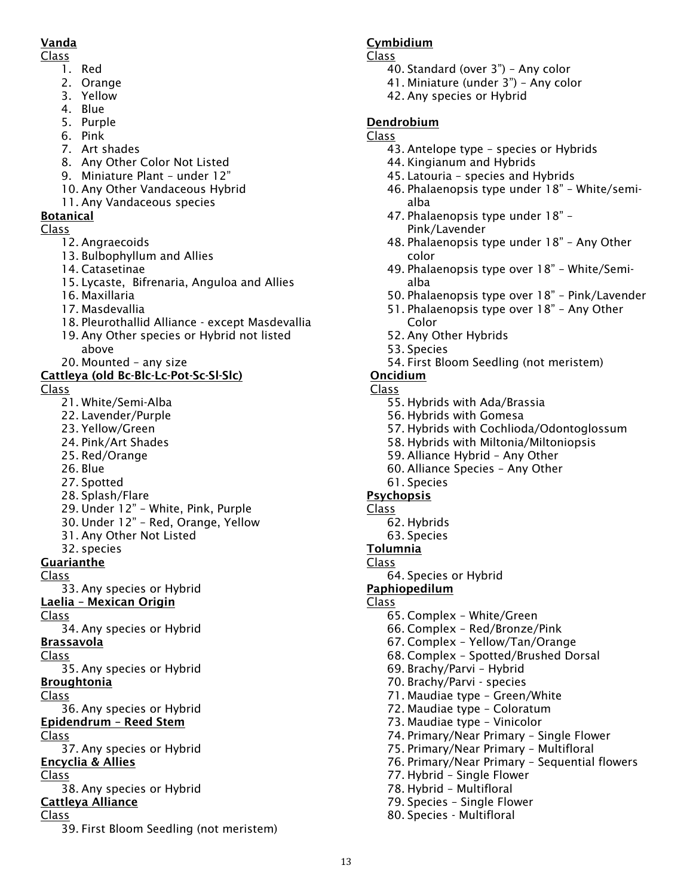**Vanda**

Class

1. Red
2. Orange
3. Yellow
4. Blue
5. Purple
6. Pink
7. Art shades
8. Any Other Color Not Listed
9. Miniature Plant – under 12"
10. Any Other Vandaceous Hybrid
11. Any Vandaceous species

**Botanical**

Class

12. Angraecoids
13. Bulbophyllum and Allies
14. Catasetinae
15. Lycaste, Bifrenaria, Anguloa and Allies
16. Maxillaria
17. Masdevallia
18. Pleurothallid Alliance - except Masdevallia
19. Any Other species or Hybrid not listed above
20. Mounted – any size

**Cattleya (old Bc-Blc-Lc-Pot-Sc-Sl-Slc)**

Class

21. White/Semi-Alba
22. Lavender/Purple
23. Yellow/Green
24. Pink/Art Shades
25. Red/Orange
26. Blue
27. Spotted
28. Splash/Flare
29. Under 12" – White, Pink, Purple
30. Under 12" – Red, Orange, Yellow
31. Any Other Not Listed
32. species

**Guarianthe**

Class

33. Any species or Hybrid

**Laelia – Mexican Origin**

Class

34. Any species or Hybrid

**Brassavola**

Class

35. Any species or Hybrid

**Broughtonia**

Class

36. Any species or Hybrid

**Epidendrum – Reed Stem**

Class

37. Any species or Hybrid

**Encyclia & Allies**

Class

38. Any species or Hybrid

**Cattleya Alliance**

Class

39. First Bloom Seedling (not meristem)

**Cymbidium**

Class

40. Standard (over 3") – Any color
41. Miniature (under 3") – Any color
42. Any species or Hybrid

**Dendrobium**

Class

43. Antelope type – species or Hybrids
44. Kingianum and Hybrids
45. Latouria – species and Hybrids
46. Phalaenopsis type under 18" – White/semi-alba
47. Phalaenopsis type under 18" – Pink/Lavender
48. Phalaenopsis type under 18" – Any Other color
49. Phalaenopsis type over 18" – White/Semi-alba
50. Phalaenopsis type over 18" – Pink/Lavender
51. Phalaenopsis type over 18" – Any Other Color
52. Any Other Hybrids
53. Species
54. First Bloom Seedling (not meristem)

**Oncidium**

Class

55. Hybrids with Ada/Brassia
56. Hybrids with Gomesa
57. Hybrids with Cochlioda/Odontoglossum
58. Hybrids with Miltonia/Miltoniopsis
59. Alliance Hybrid – Any Other
60. Alliance Species – Any Other
61. Species

**Psychopsis**

Class

62. Hybrids
63. Species

**Tolumnia**

Class

64. Species or Hybrid

**Paphiopedilum**

Class

65. Complex – White/Green
66. Complex – Red/Bronze/Pink
67. Complex – Yellow/Tan/Orange
68. Complex – Spotted/Brushed Dorsal
69. Brachy/Parvi – Hybrid
70. Brachy/Parvi - species
71. Maudiae type – Green/White
72. Maudiae type – Coloratum
73. Maudiae type – Vinicolor
74. Primary/Near Primary – Single Flower
75. Primary/Near Primary – Multifloral
76. Primary/Near Primary – Sequential flowers
77. Hybrid – Single Flower
78. Hybrid – Multifloral
79. Species – Single Flower
80. Species - Multifloral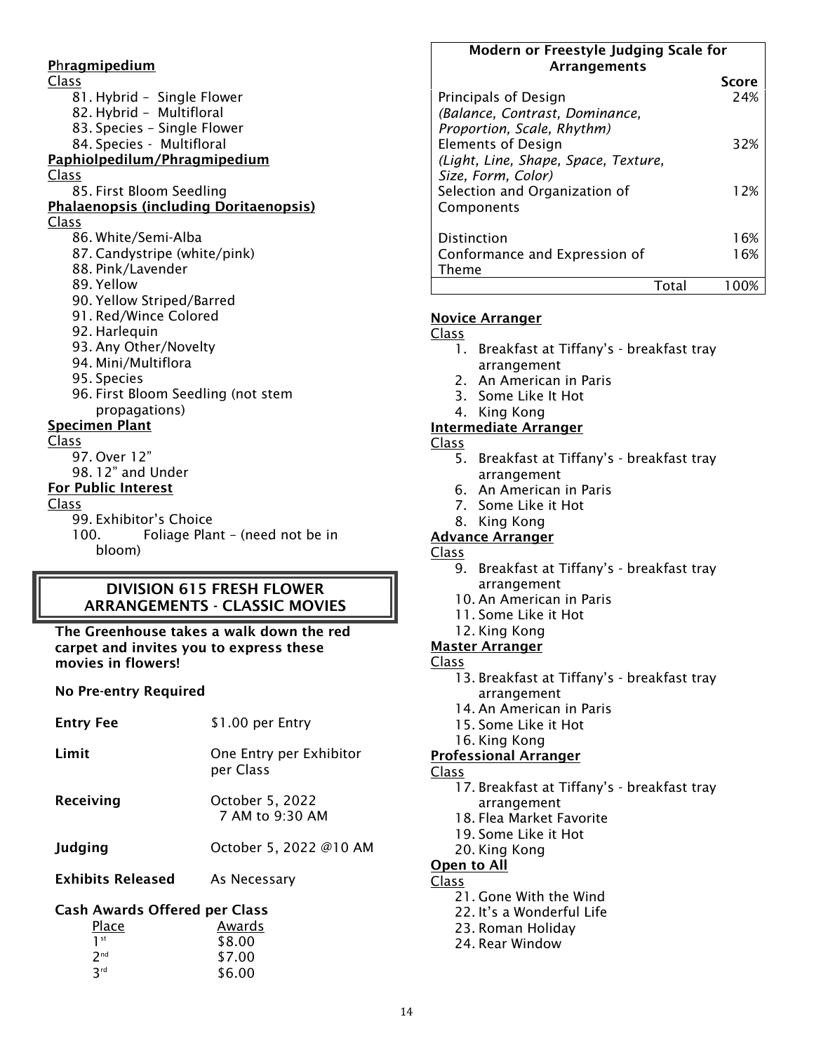**Phragmipedium**

Class

81. Hybrid – Single Flower
82. Hybrid – Multifloral
83. Species – Single Flower
84. Species - Multifloral

**Paphiolpedilum/Phragmipedium**

Class

85. First Bloom Seedling

**Phalaenopsis (including Doritaenopsis)**

Class

86. White/Semi-Alba
87. Candystripe (white/pink)
88. Pink/Lavender
89. Yellow
90. Yellow Striped/Barred
91. Red/Wince Colored
92. Harlequin
93. Any Other/Novelty
94. Mini/Multiflora
95. Species
96. First Bloom Seedling (not stem propagations)

**Specimen Plant**

Class

97. Over 12"
98. 12" and Under

**For Public Interest**

Class

99. Exhibitor's Choice
100. Foliage Plant – (need not be in bloom)

## DIVISION 615 FRESH FLOWER ARRANGEMENTS - CLASSIC MOVIES

**The Greenhouse takes a walk down the red carpet and invites you to express these movies in flowers!**

**No Pre-entry Required**

| | |
|---|---|
| **Entry Fee** | $1.00 per Entry |
| **Limit** | One Entry per Exhibitor per Class |
| **Receiving** | October 5, 2022 7 AM to 9:30 AM |
| **Judging** | October 5, 2022 @10 AM |
| **Exhibits Released** | As Necessary |

**Cash Awards Offered per Class**

| Place | Awards |
|---|---|
| 1st | $8.00 |
| 2nd | $7.00 |
| 3rd | $6.00 |

| Modern or Freestyle Judging Scale for Arrangements | Score |
|---|---|
| Principals of Design *(Balance, Contrast, Dominance, Proportion, Scale, Rhythm)* | 24% |
| Elements of Design *(Light, Line, Shape, Space, Texture, Size, Form, Color)* | 32% |
| Selection and Organization of Components | 12% |
| Distinction | 16% |
| Conformance and Expression of Theme | 16% |
| Total | 100% |

**Novice Arranger**

Class

1. Breakfast at Tiffany's - breakfast tray arrangement
2. An American in Paris
3. Some Like It Hot
4. King Kong

**Intermediate Arranger**

Class

5. Breakfast at Tiffany's - breakfast tray arrangement
6. An American in Paris
7. Some Like it Hot
8. King Kong

**Advance Arranger**

Class

9. Breakfast at Tiffany's - breakfast tray arrangement
10. An American in Paris
11. Some Like it Hot
12. King Kong

**Master Arranger**

Class

13. Breakfast at Tiffany's - breakfast tray arrangement
14. An American in Paris
15. Some Like it Hot
16. King Kong

**Professional Arranger**

Class

17. Breakfast at Tiffany's - breakfast tray arrangement
18. Flea Market Favorite
19. Some Like it Hot
20. King Kong

**Open to All**

Class

21. Gone With the Wind
22. It's a Wonderful Life
23. Roman Holiday
24. Rear Window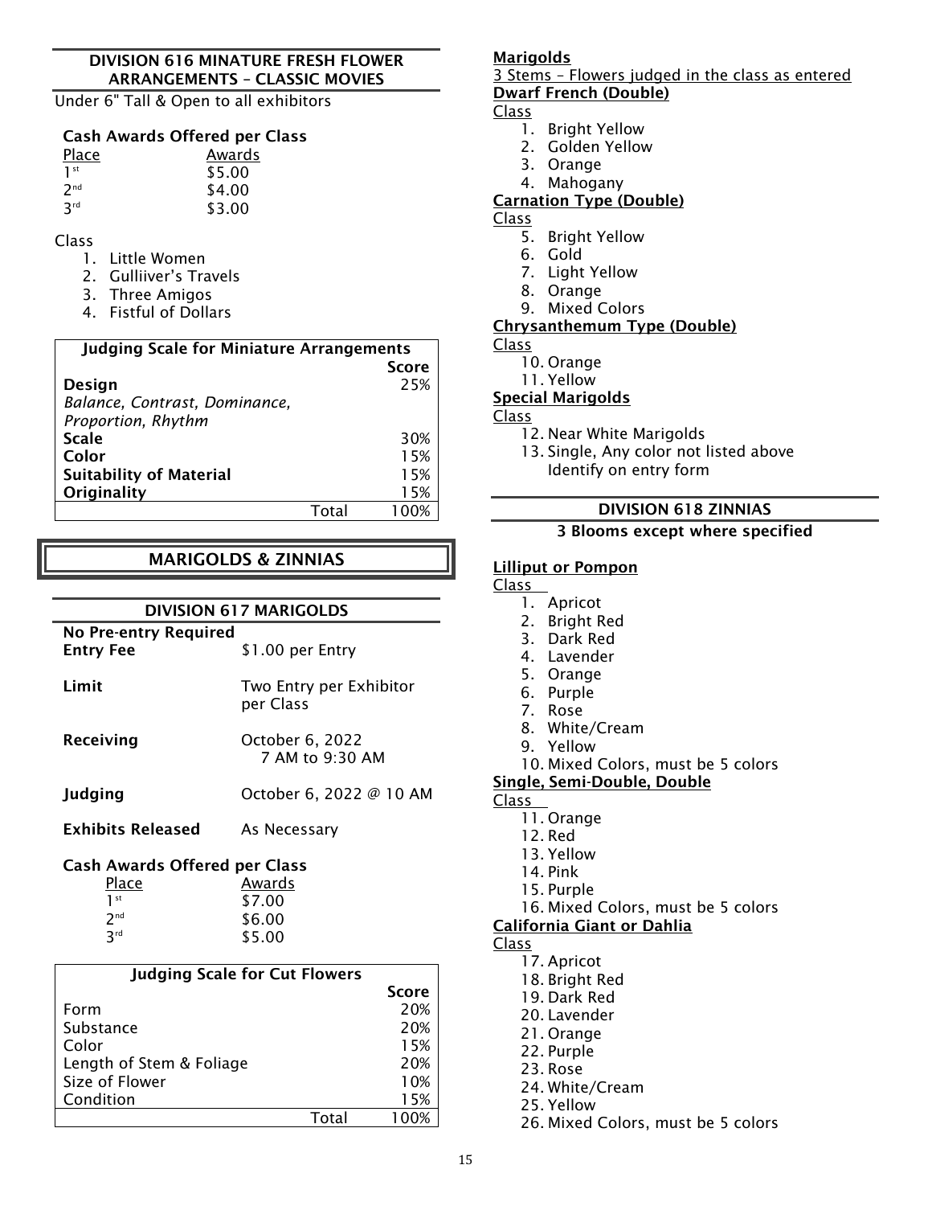## DIVISION 616 MINATURE FRESH FLOWER ARRANGEMENTS – CLASSIC MOVIES

Under 6" Tall & Open to all exhibitors

**Cash Awards Offered per Class**

| Place | Awards |
|---|---|
| 1st | $5.00 |
| 2nd | $4.00 |
| 3rd | $3.00 |

Class

1. Little Women
2. Gulliiver's Travels
3. Three Amigos
4. Fistful of Dollars

| Judging Scale for Miniature Arrangements | Score |
|---|---|
| **Design** *Balance, Contrast, Dominance, Proportion, Rhythm* | 25% |
| **Scale** | 30% |
| **Color** | 15% |
| **Suitability of Material** | 15% |
| **Originality** | 15% |
| Total | 100% |

# MARIGOLDS & ZINNIAS

## DIVISION 617 MARIGOLDS

| | |
|---|---|
| **No Pre-entry Required** | |
| **Entry Fee** | $1.00 per Entry |
| **Limit** | Two Entry per Exhibitor per Class |
| **Receiving** | October 6, 2022 7 AM to 9:30 AM |
| **Judging** | October 6, 2022 @ 10 AM |
| **Exhibits Released** | As Necessary |

**Cash Awards Offered per Class**

| Place | Awards |
|---|---|
| 1st | $7.00 |
| 2nd | $6.00 |
| 3rd | $5.00 |

| Judging Scale for Cut Flowers | Score |
|---|---|
| Form | 20% |
| Substance | 20% |
| Color | 15% |
| Length of Stem & Foliage | 20% |
| Size of Flower | 10% |
| Condition | 15% |
| Total | 100% |

**Marigolds**

3 Stems – Flowers judged in the class as entered

**Dwarf French (Double)**

Class

1. Bright Yellow
2. Golden Yellow
3. Orange
4. Mahogany

**Carnation Type (Double)**

Class

5. Bright Yellow
6. Gold
7. Light Yellow
8. Orange
9. Mixed Colors

**Chrysanthemum Type (Double)**

Class

10. Orange
11. Yellow

**Special Marigolds**

Class

12. Near White Marigolds
13. Single, Any color not listed above
    Identify on entry form

## DIVISION 618 ZINNIAS

**3 Blooms except where specified**

**Lilliput or Pompon**

Class

1. Apricot
2. Bright Red
3. Dark Red
4. Lavender
5. Orange
6. Purple
7. Rose
8. White/Cream
9. Yellow
10. Mixed Colors, must be 5 colors

**Single, Semi-Double, Double**

Class

11. Orange
12. Red
13. Yellow
14. Pink
15. Purple
16. Mixed Colors, must be 5 colors

**California Giant or Dahlia**

Class

17. Apricot
18. Bright Red
19. Dark Red
20. Lavender
21. Orange
22. Purple
23. Rose
24. White/Cream
25. Yellow
26. Mixed Colors, must be 5 colors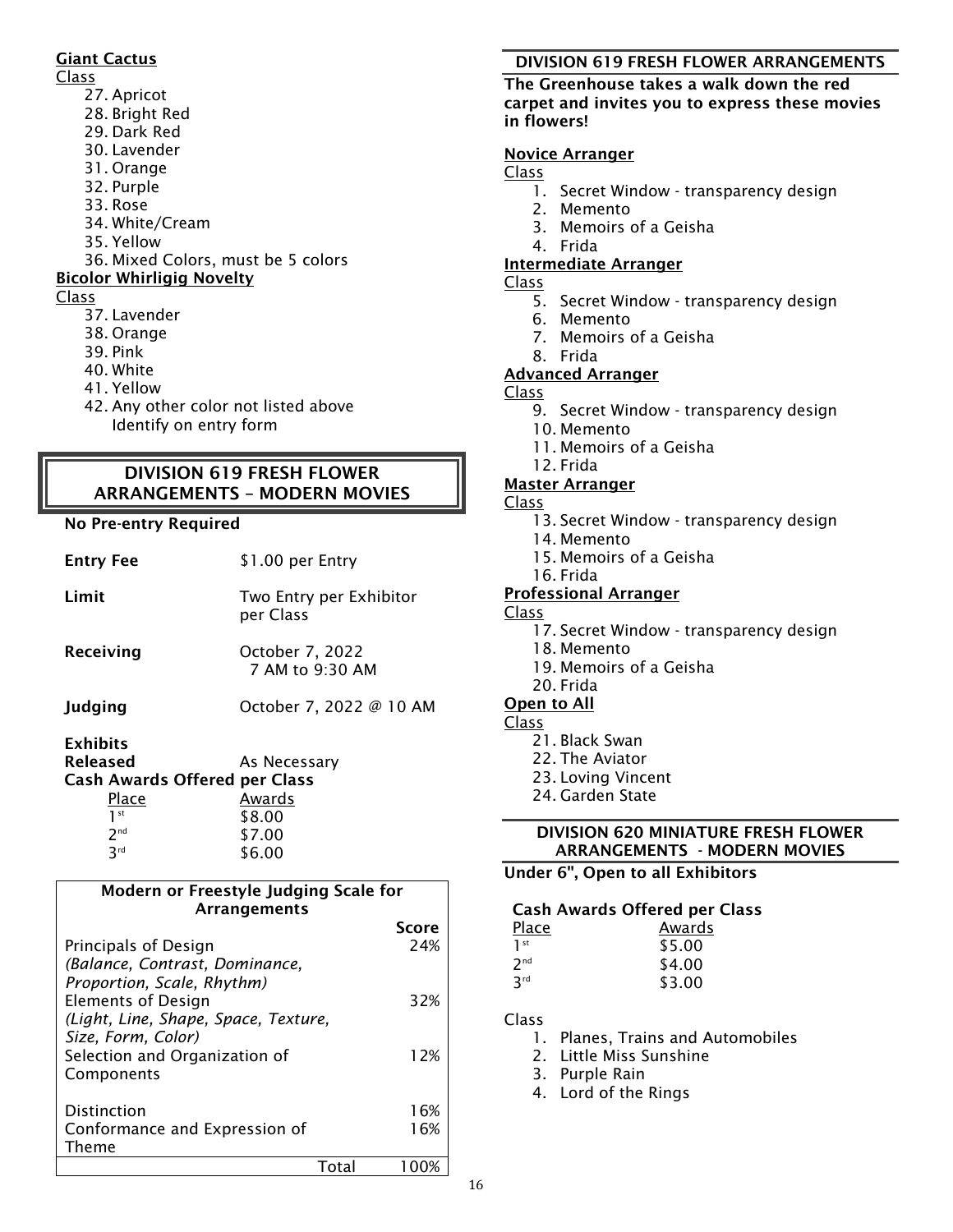**Giant Cactus**

Class

27. Apricot
28. Bright Red
29. Dark Red
30. Lavender
31. Orange
32. Purple
33. Rose
34. White/Cream
35. Yellow
36. Mixed Colors, must be 5 colors

**Bicolor Whirligig Novelty**

Class

37. Lavender
38. Orange
39. Pink
40. White
41. Yellow
42. Any other color not listed above  
    Identify on entry form

## DIVISION 619 FRESH FLOWER ARRANGEMENTS – MODERN MOVIES

**No Pre-entry Required**

**Entry Fee** — $1.00 per Entry

**Limit** — Two Entry per Exhibitor per Class

**Receiving** — October 7, 2022  
7 AM to 9:30 AM

**Judging** — October 7, 2022 @ 10 AM

**Exhibits Released** — As Necessary

**Cash Awards Offered per Class**

| Place | Awards |
|---|---|
| 1st | $8.00 |
| 2nd | $7.00 |
| 3rd | $6.00 |

| Modern or Freestyle Judging Scale for Arrangements | Score |
|---|---|
| Principals of Design *(Balance, Contrast, Dominance, Proportion, Scale, Rhythm)* | 24% |
| Elements of Design *(Light, Line, Shape, Space, Texture, Size, Form, Color)* | 32% |
| Selection and Organization of Components | 12% |
| Distinction | 16% |
| Conformance and Expression of Theme | 16% |
| Total | 100% |

## DIVISION 619 FRESH FLOWER ARRANGEMENTS

**The Greenhouse takes a walk down the red carpet and invites you to express these movies in flowers!**

**Novice Arranger**

Class

1. Secret Window - transparency design
2. Memento
3. Memoirs of a Geisha
4. Frida

**Intermediate Arranger**

Class

5. Secret Window - transparency design
6. Memento
7. Memoirs of a Geisha
8. Frida

**Advanced Arranger**

Class

9. Secret Window - transparency design
10. Memento
11. Memoirs of a Geisha
12. Frida

**Master Arranger**

Class

13. Secret Window - transparency design
14. Memento
15. Memoirs of a Geisha
16. Frida

**Professional Arranger**

Class

17. Secret Window - transparency design
18. Memento
19. Memoirs of a Geisha
20. Frida

**Open to All**

Class

21. Black Swan
22. The Aviator
23. Loving Vincent
24. Garden State

## DIVISION 620 MINIATURE FRESH FLOWER ARRANGEMENTS - MODERN MOVIES

**Under 6", Open to all Exhibitors**

**Cash Awards Offered per Class**

| Place | Awards |
|---|---|
| 1st | $5.00 |
| 2nd | $4.00 |
| 3rd | $3.00 |

Class

1. Planes, Trains and Automobiles
2. Little Miss Sunshine
3. Purple Rain
4. Lord of the Rings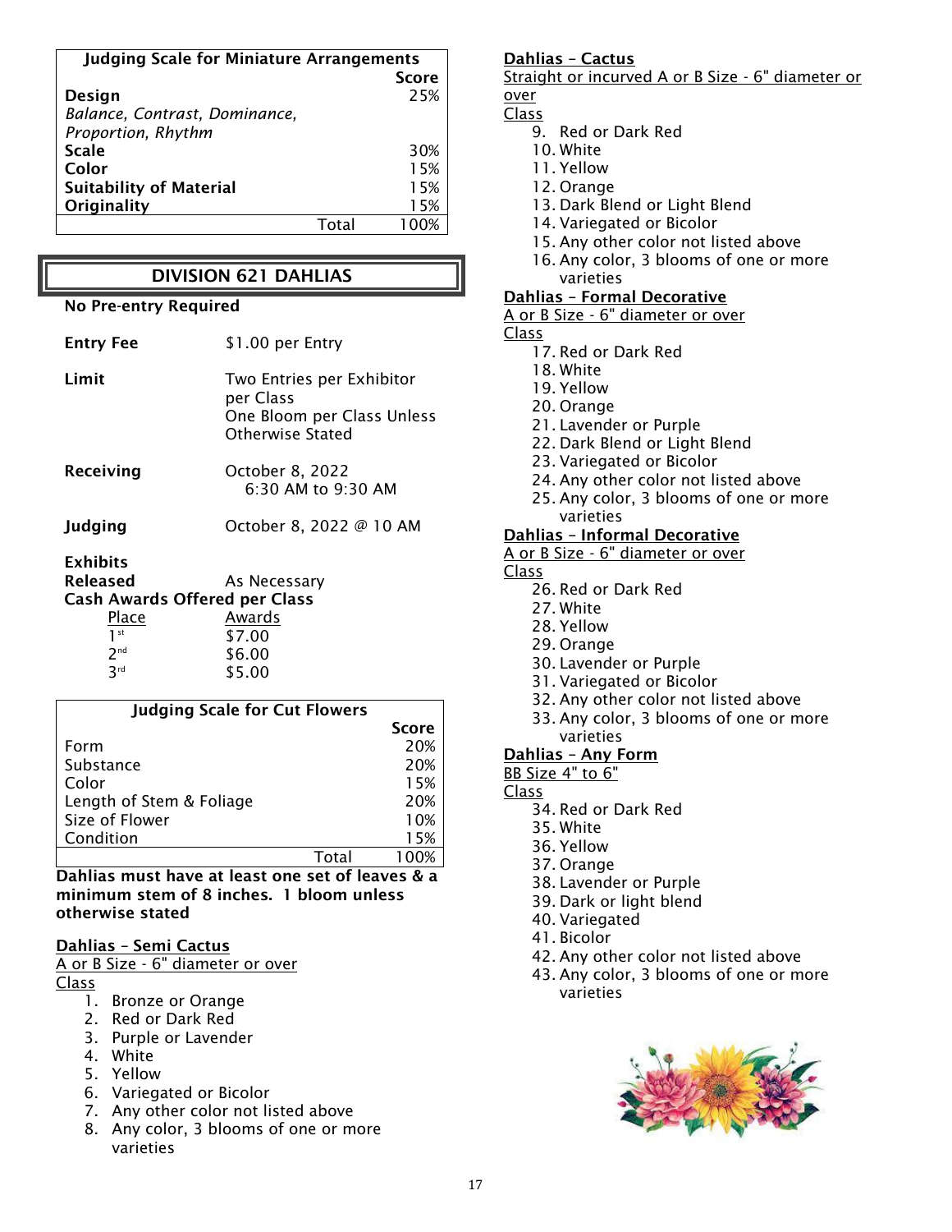| Judging Scale for Miniature Arrangements | |
|---|---|
| | **Score** |
| **Design** | 25% |
| *Balance, Contrast, Dominance, Proportion, Rhythm* | |
| **Scale** | 30% |
| **Color** | 15% |
| **Suitability of Material** | 15% |
| **Originality** | 15% |
| Total | 100% |

## DIVISION 621 DAHLIAS

**No Pre-entry Required**

**Entry Fee** $1.00 per Entry

**Limit** Two Entries per Exhibitor per Class
One Bloom per Class Unless Otherwise Stated

**Receiving** October 8, 2022
6:30 AM to 9:30 AM

**Judging** October 8, 2022 @ 10 AM

**Exhibits Released** As Necessary

**Cash Awards Offered per Class**

| Place | Awards |
|---|---|
| 1st | $7.00 |
| 2nd | $6.00 |
| 3rd | $5.00 |

| Judging Scale for Cut Flowers | |
|---|---|
| | **Score** |
| Form | 20% |
| Substance | 20% |
| Color | 15% |
| Length of Stem & Foliage | 20% |
| Size of Flower | 10% |
| Condition | 15% |
| Total | 100% |

**Dahlias must have at least one set of leaves & a minimum stem of 8 inches. 1 bloom unless otherwise stated**

**Dahlias – Semi Cactus**
A or B Size - 6" diameter or over
Class
1. Bronze or Orange
2. Red or Dark Red
3. Purple or Lavender
4. White
5. Yellow
6. Variegated or Bicolor
7. Any other color not listed above
8. Any color, 3 blooms of one or more varieties

**Dahlias – Cactus**
Straight or incurved A or B Size - 6" diameter or over
Class
9. Red or Dark Red
10. White
11. Yellow
12. Orange
13. Dark Blend or Light Blend
14. Variegated or Bicolor
15. Any other color not listed above
16. Any color, 3 blooms of one or more varieties

**Dahlias – Formal Decorative**
A or B Size - 6" diameter or over
Class
17. Red or Dark Red
18. White
19. Yellow
20. Orange
21. Lavender or Purple
22. Dark Blend or Light Blend
23. Variegated or Bicolor
24. Any other color not listed above
25. Any color, 3 blooms of one or more varieties

**Dahlias – Informal Decorative**
A or B Size - 6" diameter or over
Class
26. Red or Dark Red
27. White
28. Yellow
29. Orange
30. Lavender or Purple
31. Variegated or Bicolor
32. Any other color not listed above
33. Any color, 3 blooms of one or more varieties

**Dahlias – Any Form**
BB Size 4" to 6"
Class
34. Red or Dark Red
35. White
36. Yellow
37. Orange
38. Lavender or Purple
39. Dark or light blend
40. Variegated
41. Bicolor
42. Any other color not listed above
43. Any color, 3 blooms of one or more varieties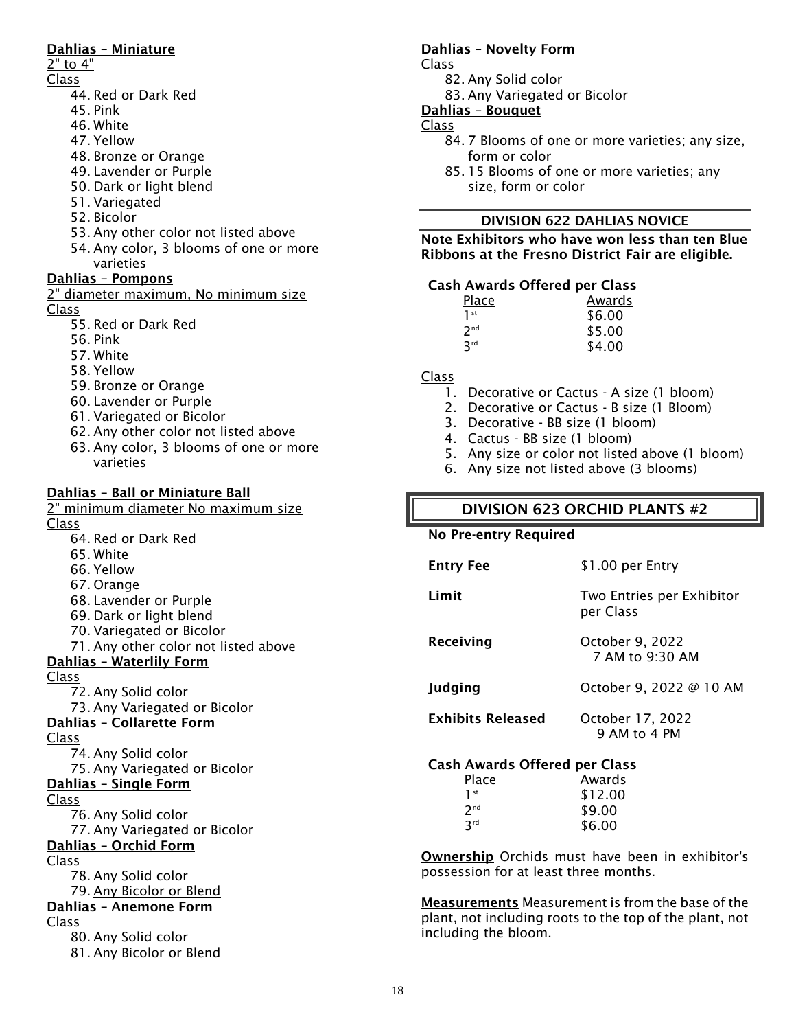**Dahlias – Miniature**

2" to 4"

Class

44. Red or Dark Red
45. Pink
46. White
47. Yellow
48. Bronze or Orange
49. Lavender or Purple
50. Dark or light blend
51. Variegated
52. Bicolor
53. Any other color not listed above
54. Any color, 3 blooms of one or more varieties

**Dahlias – Pompons**

2" diameter maximum, No minimum size

Class

55. Red or Dark Red
56. Pink
57. White
58. Yellow
59. Bronze or Orange
60. Lavender or Purple
61. Variegated or Bicolor
62. Any other color not listed above
63. Any color, 3 blooms of one or more varieties

**Dahlias – Ball or Miniature Ball**

2" minimum diameter No maximum size

Class

64. Red or Dark Red
65. White
66. Yellow
67. Orange
68. Lavender or Purple
69. Dark or light blend
70. Variegated or Bicolor
71. Any other color not listed above

**Dahlias – Waterlily Form**

Class

72. Any Solid color
73. Any Variegated or Bicolor

**Dahlias – Collarette Form**

Class

74. Any Solid color
75. Any Variegated or Bicolor

**Dahlias – Single Form**

Class

76. Any Solid color
77. Any Variegated or Bicolor

**Dahlias – Orchid Form**

Class

78. Any Solid color
79. Any Bicolor or Blend

**Dahlias – Anemone Form**

Class

80. Any Solid color
81. Any Bicolor or Blend

**Dahlias – Novelty Form**

Class

82. Any Solid color
83. Any Variegated or Bicolor

**Dahlias – Bouquet**

Class

84. 7 Blooms of one or more varieties; any size, form or color
85. 15 Blooms of one or more varieties; any size, form or color

## DIVISION 622 DAHLIAS NOVICE

**Note Exhibitors who have won less than ten Blue Ribbons at the Fresno District Fair are eligible.**

**Cash Awards Offered per Class**

| Place | Awards |
|---|---|
| 1st | $6.00 |
| 2nd | $5.00 |
| 3rd | $4.00 |

Class

1. Decorative or Cactus - A size (1 bloom)
2. Decorative or Cactus - B size (1 Bloom)
3. Decorative - BB size (1 bloom)
4. Cactus - BB size (1 bloom)
5. Any size or color not listed above (1 bloom)
6. Any size not listed above (3 blooms)

## DIVISION 623 ORCHID PLANTS #2

**No Pre-entry Required**

| | |
|---|---|
| **Entry Fee** | $1.00 per Entry |
| **Limit** | Two Entries per Exhibitor per Class |
| **Receiving** | October 9, 2022 7 AM to 9:30 AM |
| **Judging** | October 9, 2022 @ 10 AM |
| **Exhibits Released** | October 17, 2022 9 AM to 4 PM |

**Cash Awards Offered per Class**

| Place | Awards |
|---|---|
| 1st | $12.00 |
| 2nd | $9.00 |
| 3rd | $6.00 |

**Ownership** Orchids must have been in exhibitor's possession for at least three months.

**Measurements** Measurement is from the base of the plant, not including roots to the top of the plant, not including the bloom.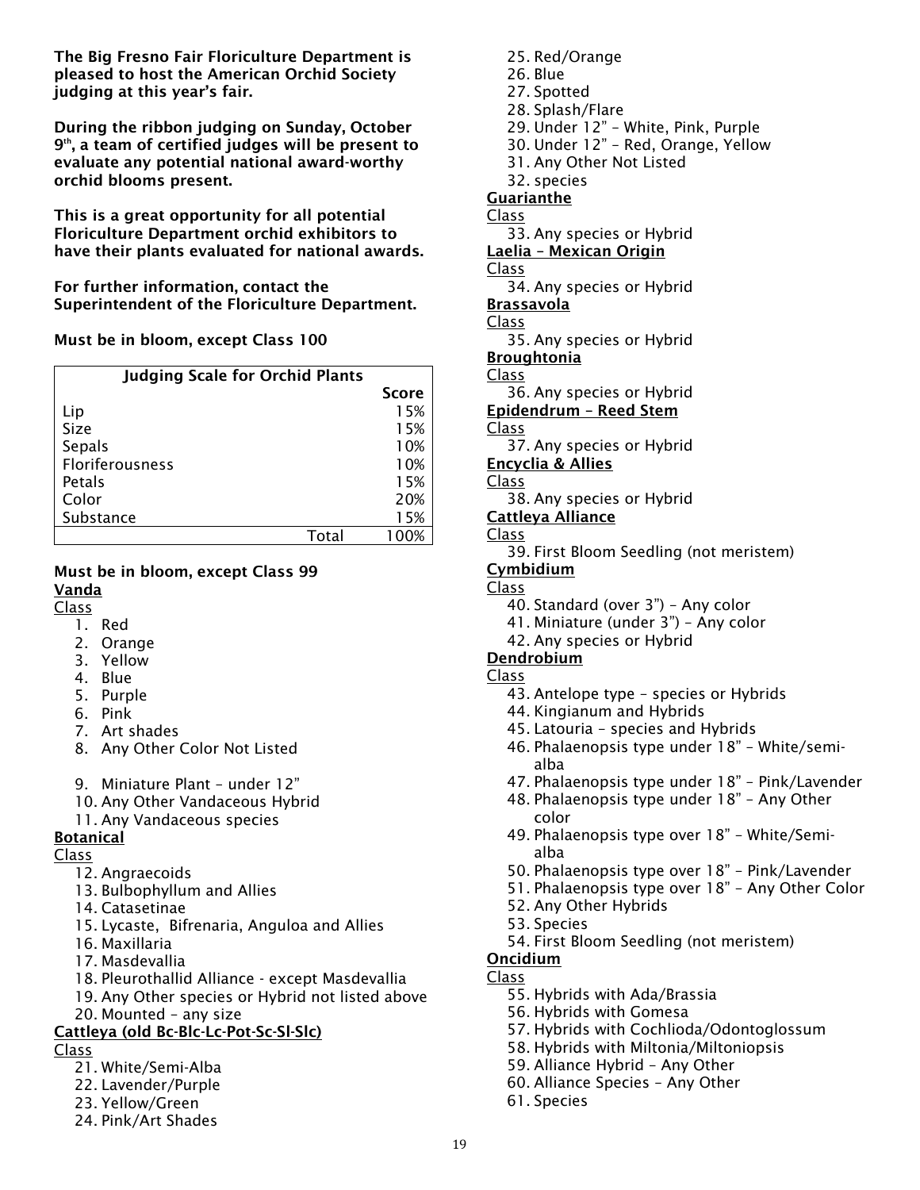**The Big Fresno Fair Floriculture Department is pleased to host the American Orchid Society judging at this year's fair.**

**During the ribbon judging on Sunday, October 9th, a team of certified judges will be present to evaluate any potential national award-worthy orchid blooms present.**

**This is a great opportunity for all potential Floriculture Department orchid exhibitors to have their plants evaluated for national awards.**

**For further information, contact the Superintendent of the Floriculture Department.**

**Must be in bloom, except Class 100**

| Judging Scale for Orchid Plants | Score |
|---|---|
| Lip | 15% |
| Size | 15% |
| Sepals | 10% |
| Floriferousness | 10% |
| Petals | 15% |
| Color | 20% |
| Substance | 15% |
| Total | 100% |

**Must be in bloom, except Class 99**

**Vanda**

Class

1. Red
2. Orange
3. Yellow
4. Blue
5. Purple
6. Pink
7. Art shades
8. Any Other Color Not Listed
9. Miniature Plant – under 12"
10. Any Other Vandaceous Hybrid
11. Any Vandaceous species

**Botanical**

Class

12. Angraecoids
13. Bulbophyllum and Allies
14. Catasetinae
15. Lycaste, Bifrenaria, Anguloa and Allies
16. Maxillaria
17. Masdevallia
18. Pleurothallid Alliance - except Masdevallia
19. Any Other species or Hybrid not listed above
20. Mounted – any size

**Cattleya (old Bc-Blc-Lc-Pot-Sc-Sl-Slc)**

Class

21. White/Semi-Alba
22. Lavender/Purple
23. Yellow/Green
24. Pink/Art Shades
25. Red/Orange
26. Blue
27. Spotted
28. Splash/Flare
29. Under 12" – White, Pink, Purple
30. Under 12" – Red, Orange, Yellow
31. Any Other Not Listed
32. species

**Guarianthe**

Class

33. Any species or Hybrid

**Laelia – Mexican Origin**

Class

34. Any species or Hybrid

**Brassavola**

Class

35. Any species or Hybrid

**Broughtonia**

Class

36. Any species or Hybrid

**Epidendrum – Reed Stem**

Class

37. Any species or Hybrid

**Encyclia & Allies**

Class

38. Any species or Hybrid

**Cattleya Alliance**

Class

39. First Bloom Seedling (not meristem)

**Cymbidium**

Class

40. Standard (over 3") – Any color
41. Miniature (under 3") – Any color
42. Any species or Hybrid

**Dendrobium**

Class

43. Antelope type – species or Hybrids
44. Kingianum and Hybrids
45. Latouria – species and Hybrids
46. Phalaenopsis type under 18" – White/semi-alba
47. Phalaenopsis type under 18" – Pink/Lavender
48. Phalaenopsis type under 18" – Any Other color
49. Phalaenopsis type over 18" – White/Semi-alba
50. Phalaenopsis type over 18" – Pink/Lavender
51. Phalaenopsis type over 18" – Any Other Color
52. Any Other Hybrids
53. Species
54. First Bloom Seedling (not meristem)

**Oncidium**

Class

55. Hybrids with Ada/Brassia
56. Hybrids with Gomesa
57. Hybrids with Cochlioda/Odontoglossum
58. Hybrids with Miltonia/Miltoniopsis
59. Alliance Hybrid – Any Other
60. Alliance Species – Any Other
61. Species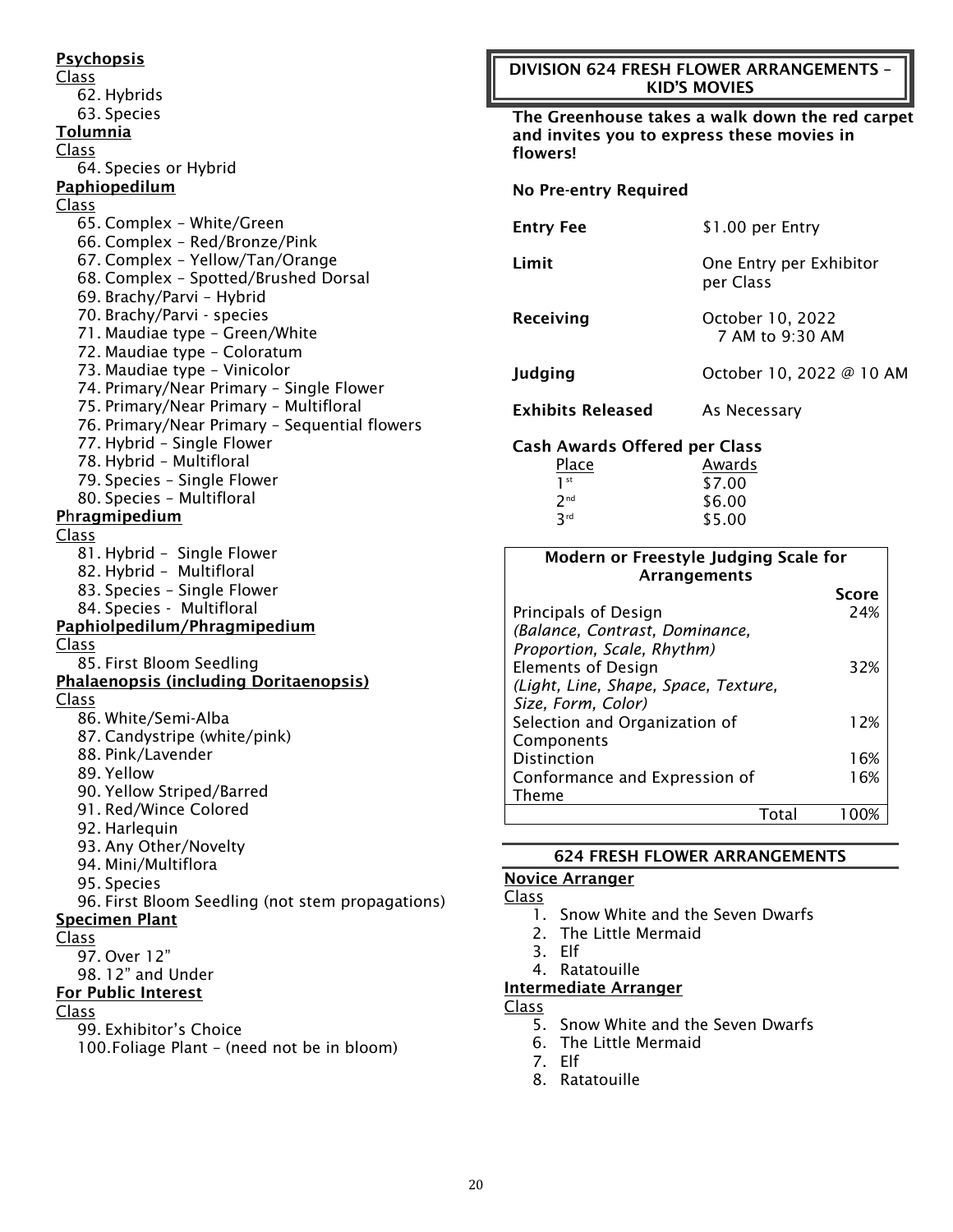**Psychopsis**

Class

62. Hybrids
63. Species

**Tolumnia**

Class

64. Species or Hybrid

**Paphiopedilum**

Class

65. Complex – White/Green
66. Complex – Red/Bronze/Pink
67. Complex – Yellow/Tan/Orange
68. Complex – Spotted/Brushed Dorsal
69. Brachy/Parvi – Hybrid
70. Brachy/Parvi - species
71. Maudiae type – Green/White
72. Maudiae type – Coloratum
73. Maudiae type – Vinicolor
74. Primary/Near Primary – Single Flower
75. Primary/Near Primary – Multifloral
76. Primary/Near Primary – Sequential flowers
77. Hybrid – Single Flower
78. Hybrid – Multifloral
79. Species – Single Flower
80. Species – Multifloral

**Phragmipedium**

Class

81. Hybrid – Single Flower
82. Hybrid – Multifloral
83. Species – Single Flower
84. Species - Multifloral

**Paphiolpedilum/Phragmipedium**

Class

85. First Bloom Seedling

**Phalaenopsis (including Doritaenopsis)**

Class

86. White/Semi-Alba
87. Candystripe (white/pink)
88. Pink/Lavender
89. Yellow
90. Yellow Striped/Barred
91. Red/Wince Colored
92. Harlequin
93. Any Other/Novelty
94. Mini/Multiflora
95. Species
96. First Bloom Seedling (not stem propagations)

**Specimen Plant**

Class

97. Over 12"
98. 12" and Under

**For Public Interest**

Class

99. Exhibitor's Choice
100. Foliage Plant – (need not be in bloom)

## DIVISION 624 FRESH FLOWER ARRANGEMENTS – KID'S MOVIES

**The Greenhouse takes a walk down the red carpet and invites you to express these movies in flowers!**

**No Pre-entry Required**

| | |
|---|---|
| **Entry Fee** | $1.00 per Entry |
| **Limit** | One Entry per Exhibitor per Class |
| **Receiving** | October 10, 2022 7 AM to 9:30 AM |
| **Judging** | October 10, 2022 @ 10 AM |
| **Exhibits Released** | As Necessary |

**Cash Awards Offered per Class**

| Place | Awards |
|---|---|
| 1st | $7.00 |
| 2nd | $6.00 |
| 3rd | $5.00 |

| Modern or Freestyle Judging Scale for Arrangements | Score |
|---|---|
| Principals of Design *(Balance, Contrast, Dominance, Proportion, Scale, Rhythm)* | 24% |
| Elements of Design *(Light, Line, Shape, Space, Texture, Size, Form, Color)* | 32% |
| Selection and Organization of Components | 12% |
| Distinction | 16% |
| Conformance and Expression of Theme | 16% |
| Total | 100% |

## 624 FRESH FLOWER ARRANGEMENTS

**Novice Arranger**

Class

1. Snow White and the Seven Dwarfs
2. The Little Mermaid
3. Elf
4. Ratatouille

**Intermediate Arranger**

Class

5. Snow White and the Seven Dwarfs
6. The Little Mermaid
7. Elf
8. Ratatouille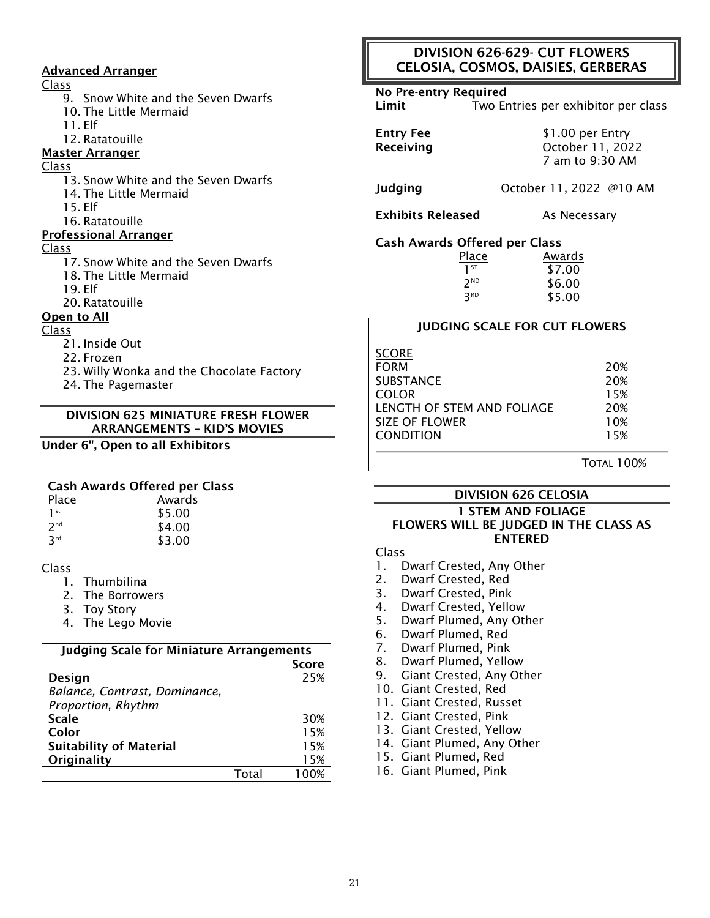**Advanced Arranger**

Class

9. Snow White and the Seven Dwarfs
10. The Little Mermaid
11. Elf
12. Ratatouille

**Master Arranger**

Class

13. Snow White and the Seven Dwarfs
14. The Little Mermaid
15. Elf
16. Ratatouille

**Professional Arranger**

Class

17. Snow White and the Seven Dwarfs
18. The Little Mermaid
19. Elf
20. Ratatouille

**Open to All**

Class

21. Inside Out
22. Frozen
23. Willy Wonka and the Chocolate Factory
24. The Pagemaster

## DIVISION 625 MINIATURE FRESH FLOWER ARRANGEMENTS – KID'S MOVIES

**Under 6", Open to all Exhibitors**

**Cash Awards Offered per Class**

| Place | Awards |
|---|---|
| 1st | $5.00 |
| 2nd | $4.00 |
| 3rd | $3.00 |

Class

1. Thumbilina
2. The Borrowers
3. Toy Story
4. The Lego Movie

| Judging Scale for Miniature Arrangements | Score |
|---|---|
| **Design** *Balance, Contrast, Dominance, Proportion, Rhythm* | 25% |
| **Scale** | 30% |
| **Color** | 15% |
| **Suitability of Material** | 15% |
| **Originality** | 15% |
| Total | 100% |

## DIVISION 626-629- CUT FLOWERS CELOSIA, COSMOS, DAISIES, GERBERAS

**No Pre-entry Required**

**Limit** Two Entries per exhibitor per class

**Entry Fee** $1.00 per Entry

**Receiving** October 11, 2022 7 am to 9:30 AM

**Judging** October 11, 2022 @10 AM

**Exhibits Released** As Necessary

**Cash Awards Offered per Class**

| Place | Awards |
|---|---|
| 1ST | $7.00 |
| 2ND | $6.00 |
| 3RD | $5.00 |

| JUDGING SCALE FOR CUT FLOWERS | |
|---|---|
| SCORE | |
| FORM | 20% |
| SUBSTANCE | 20% |
| COLOR | 15% |
| LENGTH OF STEM AND FOLIAGE | 20% |
| SIZE OF FLOWER | 10% |
| CONDITION | 15% |
| | TOTAL 100% |

## DIVISION 626 CELOSIA

**1 STEM AND FOLIAGE**

**FLOWERS WILL BE JUDGED IN THE CLASS AS ENTERED**

Class

1. Dwarf Crested, Any Other
2. Dwarf Crested, Red
3. Dwarf Crested, Pink
4. Dwarf Crested, Yellow
5. Dwarf Plumed, Any Other
6. Dwarf Plumed, Red
7. Dwarf Plumed, Pink
8. Dwarf Plumed, Yellow
9. Giant Crested, Any Other
10. Giant Crested, Red
11. Giant Crested, Russet
12. Giant Crested, Pink
13. Giant Crested, Yellow
14. Giant Plumed, Any Other
15. Giant Plumed, Red
16. Giant Plumed, Pink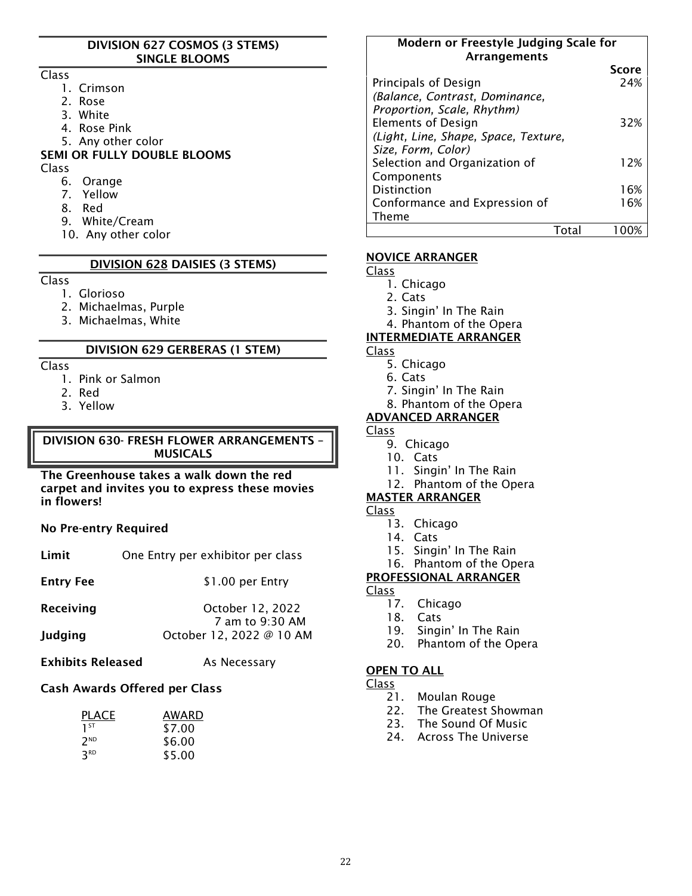## DIVISION 627 COSMOS (3 STEMS)
### SINGLE BLOOMS

Class

1. Crimson
2. Rose
3. White
4. Rose Pink
5. Any other color

**SEMI OR FULLY DOUBLE BLOOMS**

Class

6. Orange
7. Yellow
8. Red
9. White/Cream
10. Any other color

## DIVISION 628 DAISIES (3 STEMS)

Class

1. Glorioso
2. Michaelmas, Purple
3. Michaelmas, White

## DIVISION 629 GERBERAS (1 STEM)

Class

1. Pink or Salmon
2. Red
3. Yellow

## DIVISION 630- FRESH FLOWER ARRANGEMENTS – MUSICALS

**The Greenhouse takes a walk down the red carpet and invites you to express these movies in flowers!**

**No Pre-entry Required**

**Limit** One Entry per exhibitor per class

**Entry Fee** $1.00 per Entry

**Receiving** October 12, 2022
7 am to 9:30 AM

**Judging** October 12, 2022 @ 10 AM

**Exhibits Released** As Necessary

**Cash Awards Offered per Class**

| PLACE | AWARD |
|---|---|
| 1ST | $7.00 |
| 2ND | $6.00 |
| 3RD | $5.00 |

| Modern or Freestyle Judging Scale for Arrangements | Score |
|---|---|
| Principals of Design *(Balance, Contrast, Dominance, Proportion, Scale, Rhythm)* | 24% |
| Elements of Design *(Light, Line, Shape, Space, Texture, Size, Form, Color)* | 32% |
| Selection and Organization of Components | 12% |
| Distinction | 16% |
| Conformance and Expression of Theme | 16% |
| Total | 100% |

**NOVICE ARRANGER**

Class

1. Chicago
2. Cats
3. Singin' In The Rain
4. Phantom of the Opera

**INTERMEDIATE ARRANGER**

Class

5. Chicago
6. Cats
7. Singin' In The Rain
8. Phantom of the Opera

**ADVANCED ARRANGER**

Class

9. Chicago
10. Cats
11. Singin' In The Rain
12. Phantom of the Opera

**MASTER ARRANGER**

Class

13. Chicago
14. Cats
15. Singin' In The Rain
16. Phantom of the Opera

**PROFESSIONAL ARRANGER**

Class

17. Chicago
18. Cats
19. Singin' In The Rain
20. Phantom of the Opera

**OPEN TO ALL**

Class

21. Moulan Rouge
22. The Greatest Showman
23. The Sound Of Music
24. Across The Universe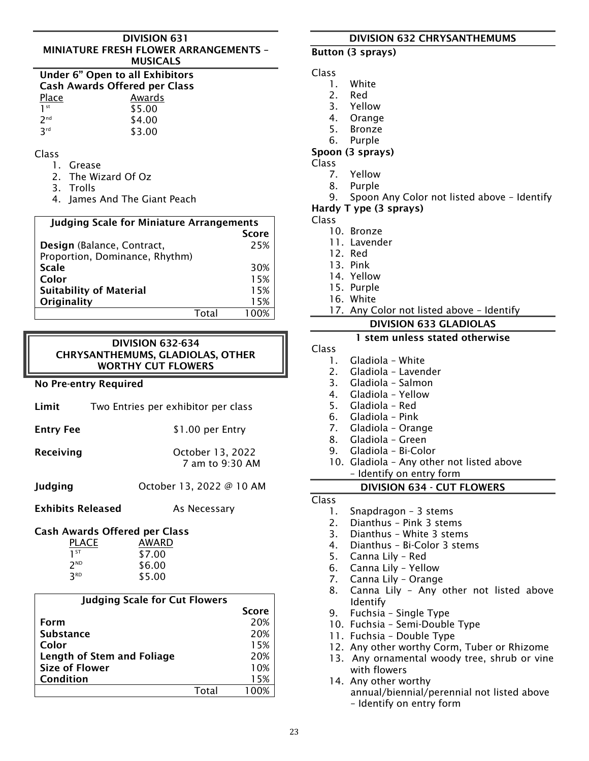## DIVISION 631
## MINIATURE FRESH FLOWER ARRANGEMENTS – MUSICALS

**Under 6" Open to all Exhibitors**
**Cash Awards Offered per Class**

| Place | Awards |
|---|---|
| 1st | $5.00 |
| 2nd | $4.00 |
| 3rd | $3.00 |

Class

1. Grease
2. The Wizard Of Oz
3. Trolls
4. James And The Giant Peach

| Judging Scale for Miniature Arrangements | Score |
|---|---|
| **Design** (Balance, Contract, Proportion, Dominance, Rhythm) | 25% |
| **Scale** | 30% |
| **Color** | 15% |
| **Suitability of Material** | 15% |
| **Originality** | 15% |
| Total | 100% |

## DIVISION 632-634
## CHRYSANTHEMUMS, GLADIOLAS, OTHER WORTHY CUT FLOWERS

**No Pre-entry Required**

**Limit** Two Entries per exhibitor per class

**Entry Fee** $1.00 per Entry

**Receiving** October 13, 2022 7 am to 9:30 AM

**Judging** October 13, 2022 @ 10 AM

**Exhibits Released** As Necessary

**Cash Awards Offered per Class**

| PLACE | AWARD |
|---|---|
| 1ST | $7.00 |
| 2ND | $6.00 |
| 3RD | $5.00 |

| Judging Scale for Cut Flowers | Score |
|---|---|
| **Form** | 20% |
| **Substance** | 20% |
| **Color** | 15% |
| **Length of Stem and Foliage** | 20% |
| **Size of Flower** | 10% |
| **Condition** | 15% |
| Total | 100% |

## DIVISION 632 CHRYSANTHEMUMS

**Button (3 sprays)**

Class

1. White
2. Red
3. Yellow
4. Orange
5. Bronze
6. Purple

**Spoon (3 sprays)**

Class

7. Yellow
8. Purple
9. Spoon Any Color not listed above – Identify

**Hardy T ype (3 sprays)**

Class

10. Bronze
11. Lavender
12. Red
13. Pink
14. Yellow
15. Purple
16. White
17. Any Color not listed above – Identify

## DIVISION 633 GLADIOLAS

**1 stem unless stated otherwise**

Class

1. Gladiola – White
2. Gladiola – Lavender
3. Gladiola – Salmon
4. Gladiola – Yellow
5. Gladiola – Red
6. Gladiola – Pink
7. Gladiola – Orange
8. Gladiola – Green
9. Gladiola – Bi-Color
10. Gladiola – Any other not listed above – Identify on entry form

## DIVISION 634 - CUT FLOWERS

Class

1. Snapdragon – 3 stems
2. Dianthus – Pink 3 stems
3. Dianthus – White 3 stems
4. Dianthus – Bi-Color 3 stems
5. Canna Lily – Red
6. Canna Lily – Yellow
7. Canna Lily – Orange
8. Canna Lily – Any other not listed above Identify
9. Fuchsia – Single Type
10. Fuchsia – Semi-Double Type
11. Fuchsia – Double Type
12. Any other worthy Corm, Tuber or Rhizome
13. Any ornamental woody tree, shrub or vine with flowers
14. Any other worthy annual/biennial/perennial not listed above – Identify on entry form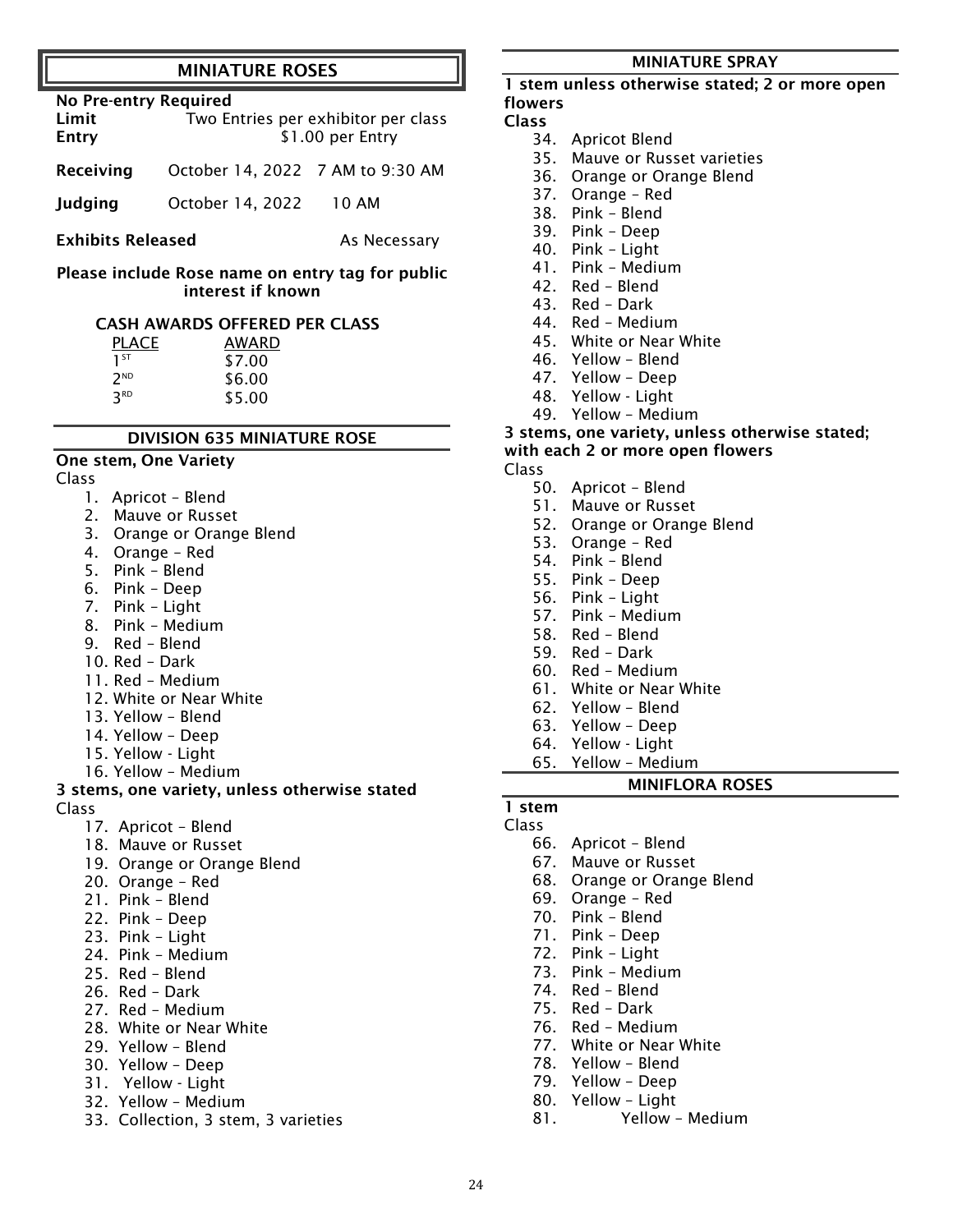## MINIATURE ROSES

**No Pre-entry Required**

**Limit** Two Entries per exhibitor per class

**Entry** $1.00 per Entry

**Receiving** October 14, 2022 7 AM to 9:30 AM

**Judging** October 14, 2022 10 AM

**Exhibits Released** As Necessary

**Please include Rose name on entry tag for public interest if known**

**CASH AWARDS OFFERED PER CLASS**

| PLACE | AWARD |
|---|---|
| 1ST | $7.00 |
| 2ND | $6.00 |
| 3RD | $5.00 |

### DIVISION 635 MINIATURE ROSE

**One stem, One Variety**

Class

1. Apricot – Blend
2. Mauve or Russet
3. Orange or Orange Blend
4. Orange – Red
5. Pink – Blend
6. Pink – Deep
7. Pink – Light
8. Pink – Medium
9. Red – Blend
10. Red – Dark
11. Red – Medium
12. White or Near White
13. Yellow – Blend
14. Yellow – Deep
15. Yellow - Light
16. Yellow – Medium

**3 stems, one variety, unless otherwise stated**

Class

17. Apricot – Blend
18. Mauve or Russet
19. Orange or Orange Blend
20. Orange – Red
21. Pink – Blend
22. Pink – Deep
23. Pink – Light
24. Pink – Medium
25. Red – Blend
26. Red – Dark
27. Red – Medium
28. White or Near White
29. Yellow – Blend
30. Yellow – Deep
31. Yellow - Light
32. Yellow – Medium
33. Collection, 3 stem, 3 varieties

### MINIATURE SPRAY

**1 stem unless otherwise stated; 2 or more open flowers**

**Class**

34. Apricot Blend
35. Mauve or Russet varieties
36. Orange or Orange Blend
37. Orange – Red
38. Pink – Blend
39. Pink – Deep
40. Pink – Light
41. Pink – Medium
42. Red – Blend
43. Red – Dark
44. Red – Medium
45. White or Near White
46. Yellow – Blend
47. Yellow – Deep
48. Yellow - Light
49. Yellow – Medium

**3 stems, one variety, unless otherwise stated; with each 2 or more open flowers**

Class

50. Apricot – Blend
51. Mauve or Russet
52. Orange or Orange Blend
53. Orange – Red
54. Pink – Blend
55. Pink – Deep
56. Pink – Light
57. Pink – Medium
58. Red – Blend
59. Red – Dark
60. Red – Medium
61. White or Near White
62. Yellow – Blend
63. Yellow – Deep
64. Yellow - Light
65. Yellow – Medium

### MINIFLORA ROSES

**1 stem**

Class

66. Apricot – Blend
67. Mauve or Russet
68. Orange or Orange Blend
69. Orange – Red
70. Pink – Blend
71. Pink – Deep
72. Pink – Light
73. Pink – Medium
74. Red – Blend
75. Red – Dark
76. Red – Medium
77. White or Near White
78. Yellow – Blend
79. Yellow – Deep
80. Yellow – Light
81. Yellow – Medium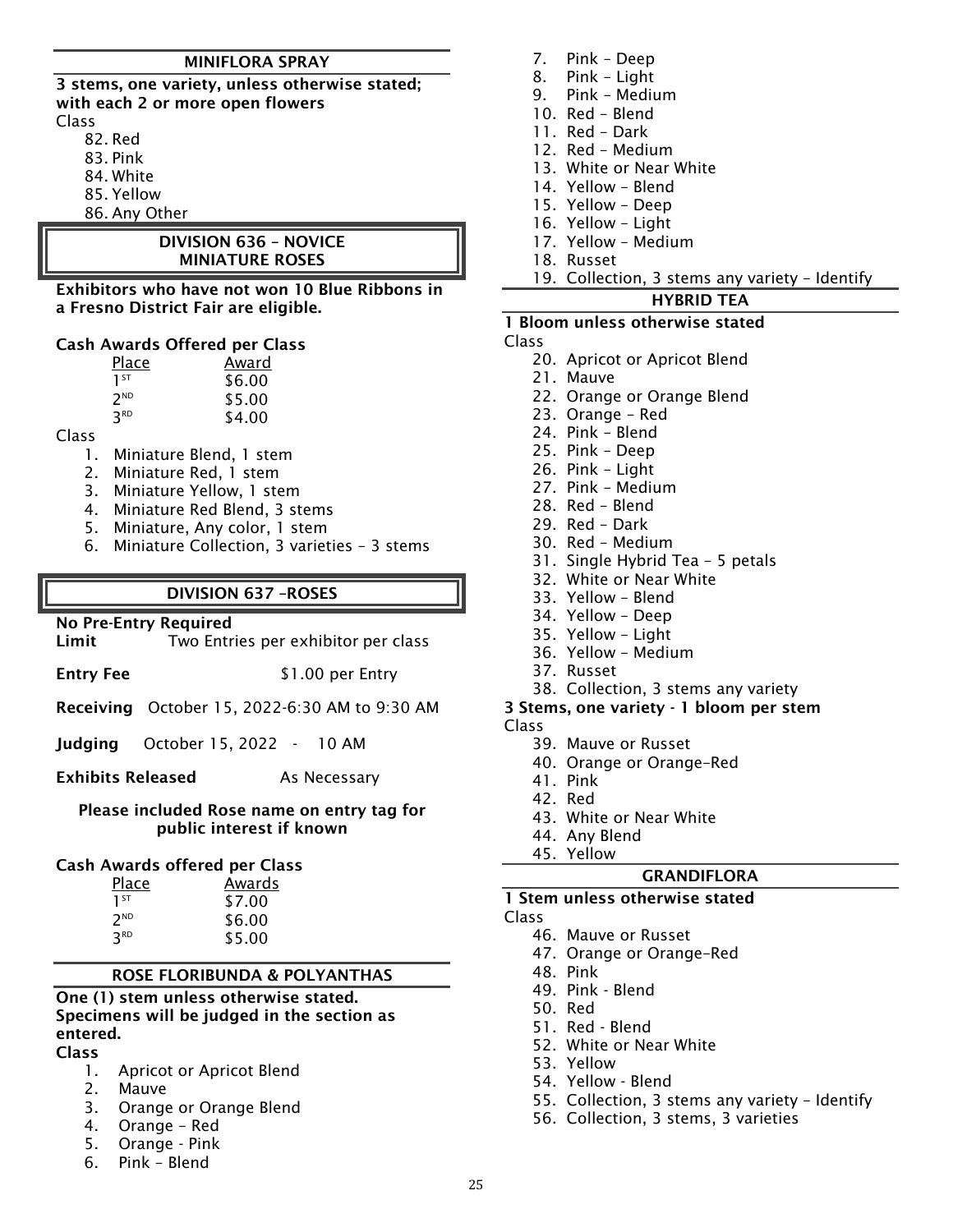## MINIFLORA SPRAY

**3 stems, one variety, unless otherwise stated; with each 2 or more open flowers**

Class

82. Red
83. Pink
84. White
85. Yellow
86. Any Other

## DIVISION 636 – NOVICE MINIATURE ROSES

**Exhibitors who have not won 10 Blue Ribbons in a Fresno District Fair are eligible.**

**Cash Awards Offered per Class**

| Place | Award |
|---|---|
| 1ST | $6.00 |
| 2ND | $5.00 |
| 3RD | $4.00 |

Class

1. Miniature Blend, 1 stem
2. Miniature Red, 1 stem
3. Miniature Yellow, 1 stem
4. Miniature Red Blend, 3 stems
5. Miniature, Any color, 1 stem
6. Miniature Collection, 3 varieties – 3 stems

## DIVISION 637 –ROSES

**No Pre-Entry Required**

**Limit** Two Entries per exhibitor per class

**Entry Fee** $1.00 per Entry

**Receiving** October 15, 2022-6:30 AM to 9:30 AM

**Judging** October 15, 2022 - 10 AM

**Exhibits Released** As Necessary

**Please included Rose name on entry tag for public interest if known**

**Cash Awards offered per Class**

| Place | Awards |
|---|---|
| 1ST | $7.00 |
| 2ND | $6.00 |
| 3RD | $5.00 |

## ROSE FLORIBUNDA & POLYANTHAS

**One (1) stem unless otherwise stated. Specimens will be judged in the section as entered.**

**Class**

1. Apricot or Apricot Blend
2. Mauve
3. Orange or Orange Blend
4. Orange – Red
5. Orange - Pink
6. Pink – Blend
7. Pink – Deep
8. Pink – Light
9. Pink – Medium
10. Red – Blend
11. Red – Dark
12. Red – Medium
13. White or Near White
14. Yellow – Blend
15. Yellow – Deep
16. Yellow – Light
17. Yellow – Medium
18. Russet
19. Collection, 3 stems any variety – Identify

## HYBRID TEA

**1 Bloom unless otherwise stated**

Class

20. Apricot or Apricot Blend
21. Mauve
22. Orange or Orange Blend
23. Orange – Red
24. Pink – Blend
25. Pink – Deep
26. Pink – Light
27. Pink – Medium
28. Red – Blend
29. Red – Dark
30. Red – Medium
31. Single Hybrid Tea – 5 petals
32. White or Near White
33. Yellow – Blend
34. Yellow – Deep
35. Yellow – Light
36. Yellow – Medium
37. Russet
38. Collection, 3 stems any variety

**3 Stems, one variety - 1 bloom per stem**

Class

39. Mauve or Russet
40. Orange or Orange–Red
41. Pink
42. Red
43. White or Near White
44. Any Blend
45. Yellow

## GRANDIFLORA

**1 Stem unless otherwise stated**

Class

46. Mauve or Russet
47. Orange or Orange–Red
48. Pink
49. Pink - Blend
50. Red
51. Red - Blend
52. White or Near White
53. Yellow
54. Yellow - Blend
55. Collection, 3 stems any variety – Identify
56. Collection, 3 stems, 3 varieties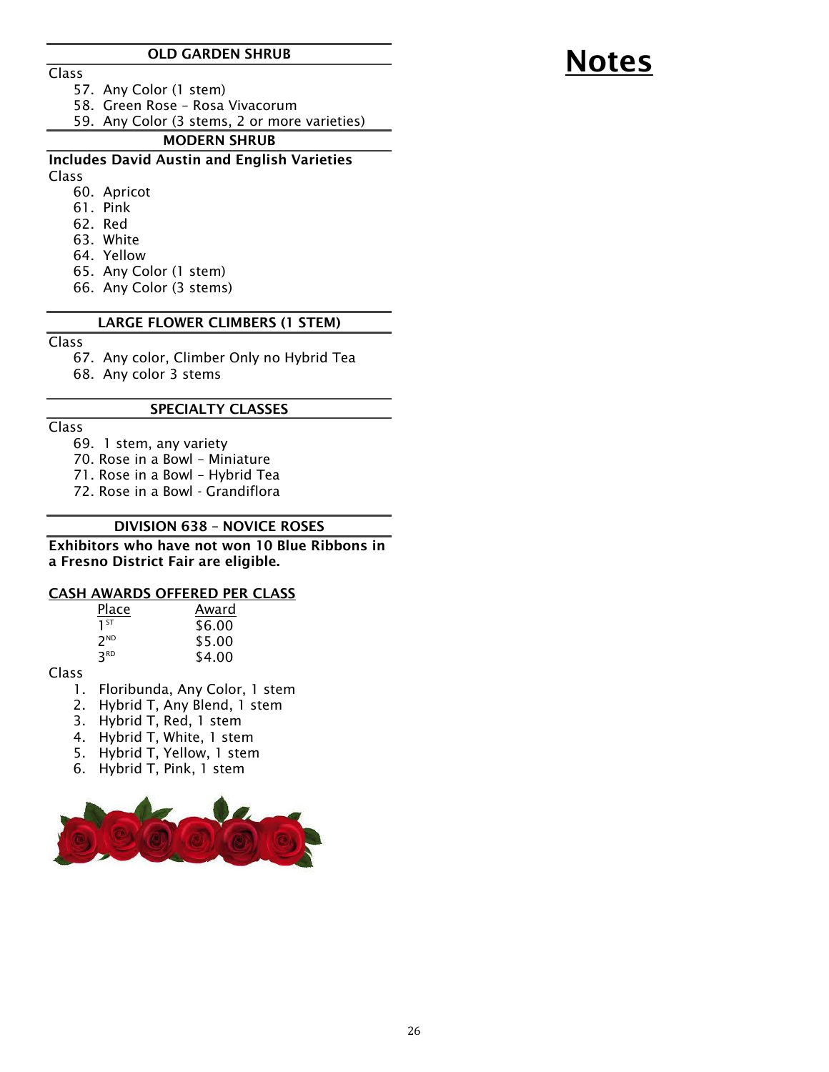### OLD GARDEN SHRUB

Class

57. Any Color (1 stem)
58. Green Rose – Rosa Vivacorum
59. Any Color (3 stems, 2 or more varieties)

### MODERN SHRUB

**Includes David Austin and English Varieties**

Class

60. Apricot
61. Pink
62. Red
63. White
64. Yellow
65. Any Color (1 stem)
66. Any Color (3 stems)

### LARGE FLOWER CLIMBERS (1 STEM)

Class

67. Any color, Climber Only no Hybrid Tea
68. Any color 3 stems

### SPECIALTY CLASSES

Class

69. 1 stem, any variety
70. Rose in a Bowl – Miniature
71. Rose in a Bowl – Hybrid Tea
72. Rose in a Bowl - Grandiflora

### DIVISION 638 – NOVICE ROSES

**Exhibitors who have not won 10 Blue Ribbons in a Fresno District Fair are eligible.**

**CASH AWARDS OFFERED PER CLASS**

| Place | Award |
|---|---|
| 1ST | $6.00 |
| 2ND | $5.00 |
| 3RD | $4.00 |

Class

1. Floribunda, Any Color, 1 stem
2. Hybrid T, Any Blend, 1 stem
3. Hybrid T, Red, 1 stem
4. Hybrid T, White, 1 stem
5. Hybrid T, Yellow, 1 stem
6. Hybrid T, Pink, 1 stem

# Notes